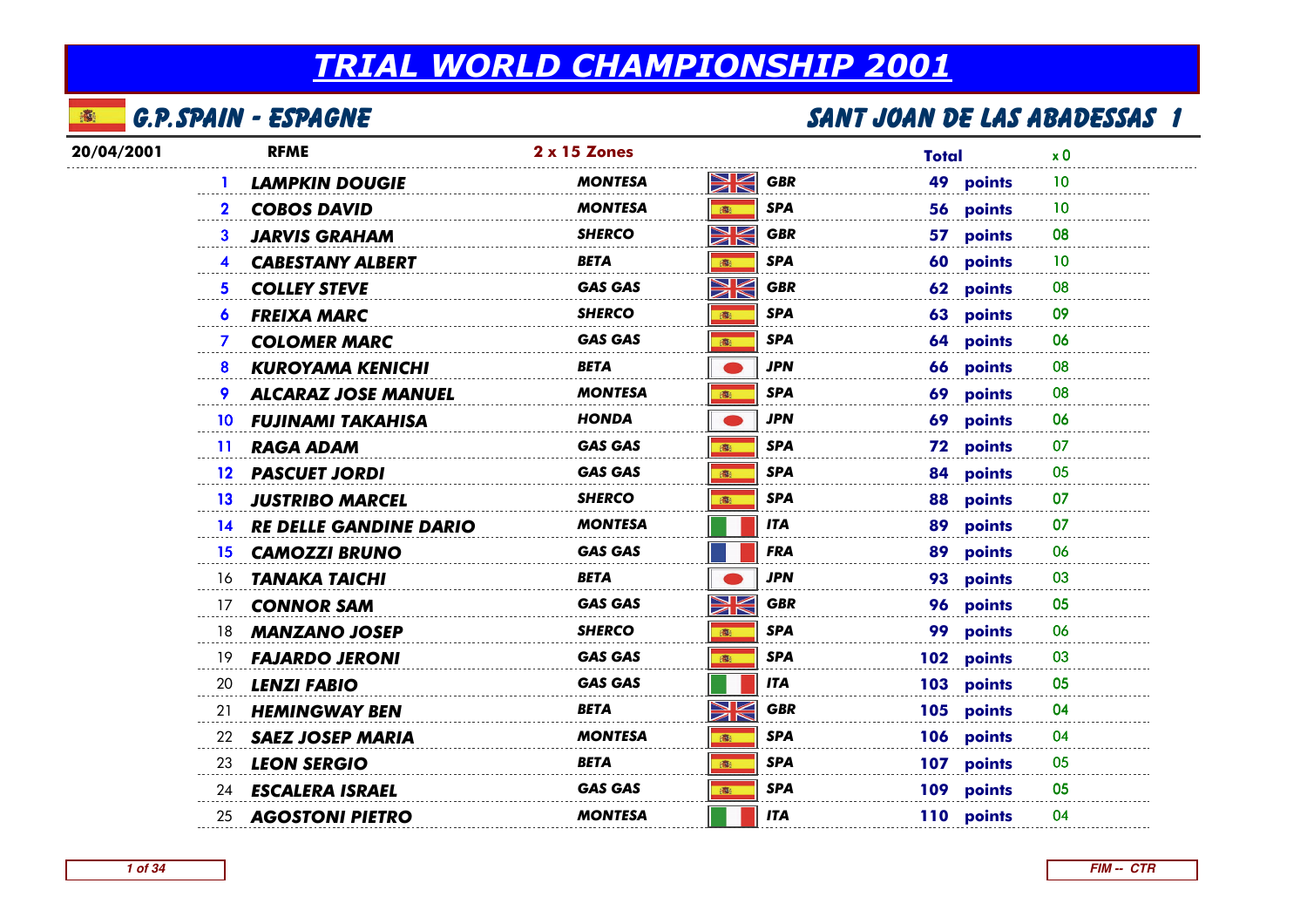# TRIAL WORLD CHAMPIONSHIP 2001

## G.P.SPAIN - ESPAGNE

## SANT JOAN DE LAS ABADESSAS 1

| 20/04/2001 | RFME | 2 x 15 Zones | | Total | | x 0 |
|---|---|---|---|---|---|---|
| 1 | LAMPKIN DOUGIE | MONTESA | GBR | 49 | points | 10 |
| 2 | COBOS DAVID | MONTESA | SPA | 56 | points | 10 |
| 3 | JARVIS GRAHAM | SHERCO | GBR | 57 | points | 08 |
| 4 | CABESTANY ALBERT | BETA | SPA | 60 | points | 10 |
| 5 | COLLEY STEVE | GAS GAS | GBR | 62 | points | 08 |
| 6 | FREIXA MARC | SHERCO | SPA | 63 | points | 09 |
| 7 | COLOMER MARC | GAS GAS | SPA | 64 | points | 06 |
| 8 | KUROYAMA KENICHI | BETA | JPN | 66 | points | 08 |
| 9 | ALCARAZ JOSE MANUEL | MONTESA | SPA | 69 | points | 08 |
| 10 | FUJINAMI TAKAHISA | HONDA | JPN | 69 | points | 06 |
| 11 | RAGA ADAM | GAS GAS | SPA | 72 | points | 07 |
| 12 | PASCUET JORDI | GAS GAS | SPA | 84 | points | 05 |
| 13 | JUSTRIBO MARCEL | SHERCO | SPA | 88 | points | 07 |
| 14 | RE DELLE GANDINE DARIO | MONTESA | ITA | 89 | points | 07 |
| 15 | CAMOZZI BRUNO | GAS GAS | FRA | 89 | points | 06 |
| 16 | TANAKA TAICHI | BETA | JPN | 93 | points | 03 |
| 17 | CONNOR SAM | GAS GAS | GBR | 96 | points | 05 |
| 18 | MANZANO JOSEP | SHERCO | SPA | 99 | points | 06 |
| 19 | FAJARDO JERONI | GAS GAS | SPA | 102 | points | 03 |
| 20 | LENZI FABIO | GAS GAS | ITA | 103 | points | 05 |
| 21 | HEMINGWAY BEN | BETA | GBR | 105 | points | 04 |
| 22 | SAEZ JOSEP MARIA | MONTESA | SPA | 106 | points | 04 |
| 23 | LEON SERGIO | BETA | SPA | 107 | points | 05 |
| 24 | ESCALERA ISRAEL | GAS GAS | SPA | 109 | points | 05 |
| 25 | AGOSTONI PIETRO | MONTESA | ITA | 110 | points | 04 |

FIM -- CTR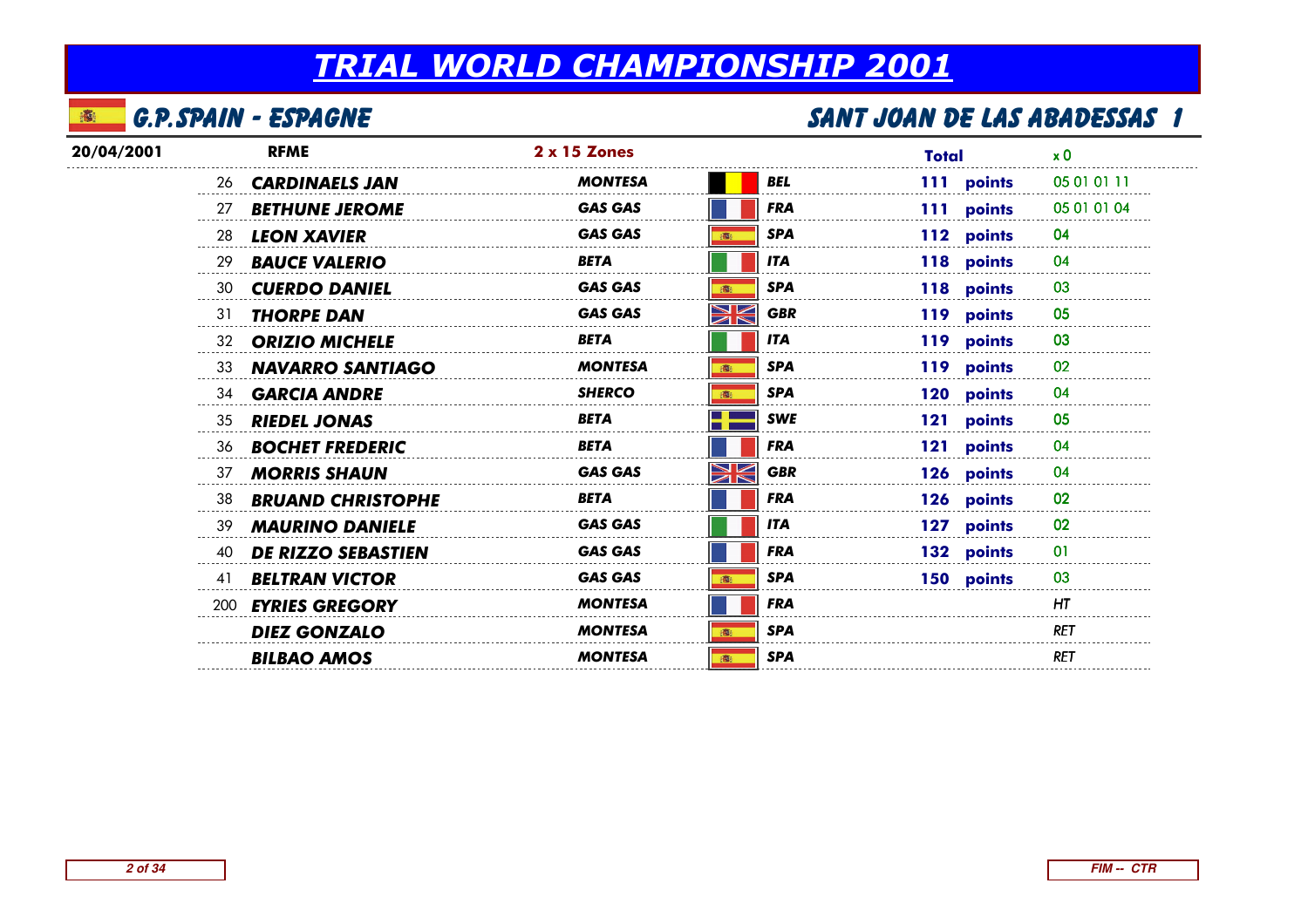# TRIAL WORLD CHAMPIONSHIP 2001

## G.P.SPAIN - ESPAGNE

## SANT JOAN DE LAS ABADESSAS 1

| 20/04/2001 | RFME | 2 x 15 Zones | | Total | | x 0 |
|---|---|---|---|---|---|---|
| 26 | **CARDINAELS JAN** | MONTESA | BEL | 111 | points | 05 01 01 11 |
| 27 | **BETHUNE JEROME** | GAS GAS | FRA | 111 | points | 05 01 01 04 |
| 28 | **LEON XAVIER** | GAS GAS | SPA | 112 | points | 04 |
| 29 | **BAUCE VALERIO** | BETA | ITA | 118 | points | 04 |
| 30 | **CUERDO DANIEL** | GAS GAS | SPA | 118 | points | 03 |
| 31 | **THORPE DAN** | GAS GAS | GBR | 119 | points | 05 |
| 32 | **ORIZIO MICHELE** | BETA | ITA | 119 | points | 03 |
| 33 | **NAVARRO SANTIAGO** | MONTESA | SPA | 119 | points | 02 |
| 34 | **GARCIA ANDRE** | SHERCO | SPA | 120 | points | 04 |
| 35 | **RIEDEL JONAS** | BETA | SWE | 121 | points | 05 |
| 36 | **BOCHET FREDERIC** | BETA | FRA | 121 | points | 04 |
| 37 | **MORRIS SHAUN** | GAS GAS | GBR | 126 | points | 04 |
| 38 | **BRUAND CHRISTOPHE** | BETA | FRA | 126 | points | 02 |
| 39 | **MAURINO DANIELE** | GAS GAS | ITA | 127 | points | 02 |
| 40 | **DE RIZZO SEBASTIEN** | GAS GAS | FRA | 132 | points | 01 |
| 41 | **BELTRAN VICTOR** | GAS GAS | SPA | 150 | points | 03 |
| 200 | **EYRIES GREGORY** | MONTESA | FRA | | | HT |
| | **DIEZ GONZALO** | MONTESA | SPA | | | RET |
| | **BILBAO AMOS** | MONTESA | SPA | | | RET |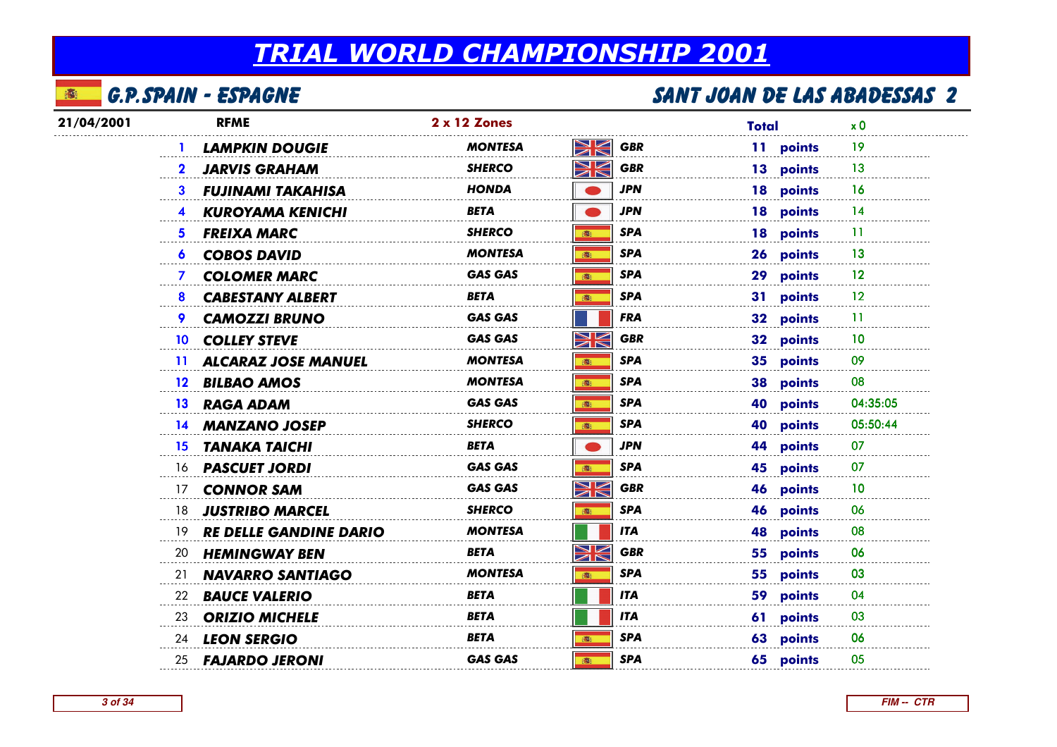# TRIAL WORLD CHAMPIONSHIP 2001

## G.P.SPAIN - ESPAGNE

## SANT JOAN DE LAS ABADESSAS 2

| 21/04/2001 | RFME | 2 x 12 Zones | | Total | | x 0 |
|---|---|---|---|---|---|---|
| 1 | LAMPKIN DOUGIE | MONTESA | GBR | 11 | points | 19 |
| 2 | JARVIS GRAHAM | SHERCO | GBR | 13 | points | 13 |
| 3 | FUJINAMI TAKAHISA | HONDA | JPN | 18 | points | 16 |
| 4 | KUROYAMA KENICHI | BETA | JPN | 18 | points | 14 |
| 5 | FREIXA MARC | SHERCO | SPA | 18 | points | 11 |
| 6 | COBOS DAVID | MONTESA | SPA | 26 | points | 13 |
| 7 | COLOMER MARC | GAS GAS | SPA | 29 | points | 12 |
| 8 | CABESTANY ALBERT | BETA | SPA | 31 | points | 12 |
| 9 | CAMOZZI BRUNO | GAS GAS | FRA | 32 | points | 11 |
| 10 | COLLEY STEVE | GAS GAS | GBR | 32 | points | 10 |
| 11 | ALCARAZ JOSE MANUEL | MONTESA | SPA | 35 | points | 09 |
| 12 | BILBAO AMOS | MONTESA | SPA | 38 | points | 08 |
| 13 | RAGA ADAM | GAS GAS | SPA | 40 | points | 04:35:05 |
| 14 | MANZANO JOSEP | SHERCO | SPA | 40 | points | 05:50:44 |
| 15 | TANAKA TAICHI | BETA | JPN | 44 | points | 07 |
| 16 | PASCUET JORDI | GAS GAS | SPA | 45 | points | 07 |
| 17 | CONNOR SAM | GAS GAS | GBR | 46 | points | 10 |
| 18 | JUSTRIBO MARCEL | SHERCO | SPA | 46 | points | 06 |
| 19 | RE DELLE GANDINE DARIO | MONTESA | ITA | 48 | points | 08 |
| 20 | HEMINGWAY BEN | BETA | GBR | 55 | points | 06 |
| 21 | NAVARRO SANTIAGO | MONTESA | SPA | 55 | points | 03 |
| 22 | BAUCE VALERIO | BETA | ITA | 59 | points | 04 |
| 23 | ORIZIO MICHELE | BETA | ITA | 61 | points | 03 |
| 24 | LEON SERGIO | BETA | SPA | 63 | points | 06 |
| 25 | FAJARDO JERONI | GAS GAS | SPA | 65 | points | 05 |

FIM -- CTR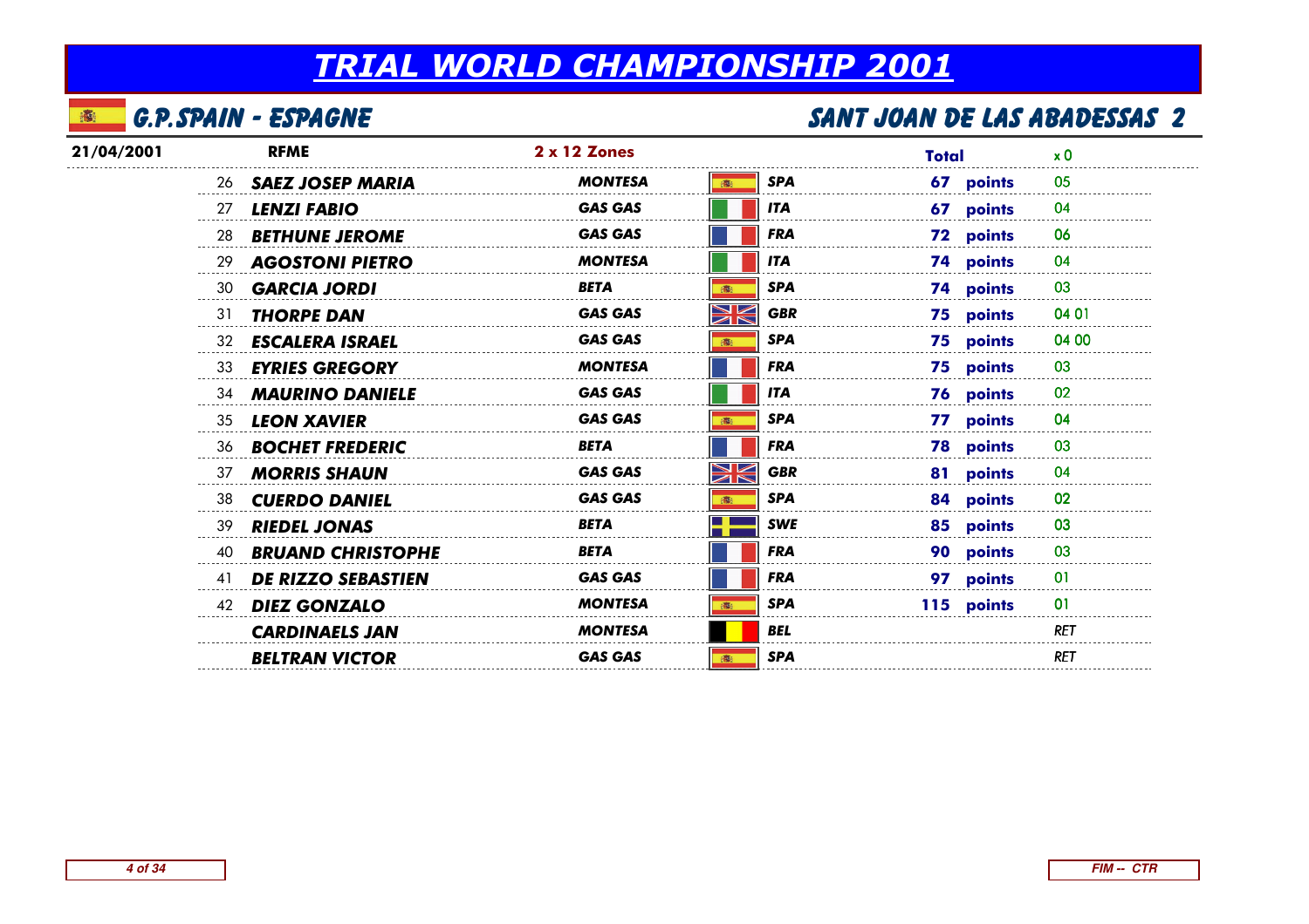# TRIAL WORLD CHAMPIONSHIP 2001

## G.P.SPAIN - ESPAGNE

## SANT JOAN DE LAS ABADESSAS 2

| 21/04/2001 | RFME | 2 x 12 Zones | | Total | | x 0 |
|---|---|---|---|---|---|---|
| 26 | SAEZ JOSEP MARIA | MONTESA | SPA | 67 | points | 05 |
| 27 | LENZI FABIO | GAS GAS | ITA | 67 | points | 04 |
| 28 | BETHUNE JEROME | GAS GAS | FRA | 72 | points | 06 |
| 29 | AGOSTONI PIETRO | MONTESA | ITA | 74 | points | 04 |
| 30 | GARCIA JORDI | BETA | SPA | 74 | points | 03 |
| 31 | THORPE DAN | GAS GAS | GBR | 75 | points | 04 01 |
| 32 | ESCALERA ISRAEL | GAS GAS | SPA | 75 | points | 04 00 |
| 33 | EYRIES GREGORY | MONTESA | FRA | 75 | points | 03 |
| 34 | MAURINO DANIELE | GAS GAS | ITA | 76 | points | 02 |
| 35 | LEON XAVIER | GAS GAS | SPA | 77 | points | 04 |
| 36 | BOCHET FREDERIC | BETA | FRA | 78 | points | 03 |
| 37 | MORRIS SHAUN | GAS GAS | GBR | 81 | points | 04 |
| 38 | CUERDO DANIEL | GAS GAS | SPA | 84 | points | 02 |
| 39 | RIEDEL JONAS | BETA | SWE | 85 | points | 03 |
| 40 | BRUAND CHRISTOPHE | BETA | FRA | 90 | points | 03 |
| 41 | DE RIZZO SEBASTIEN | GAS GAS | FRA | 97 | points | 01 |
| 42 | DIEZ GONZALO | MONTESA | SPA | 115 | points | 01 |
| | CARDINAELS JAN | MONTESA | BEL | | | RET |
| | BELTRAN VICTOR | GAS GAS | SPA | | | RET |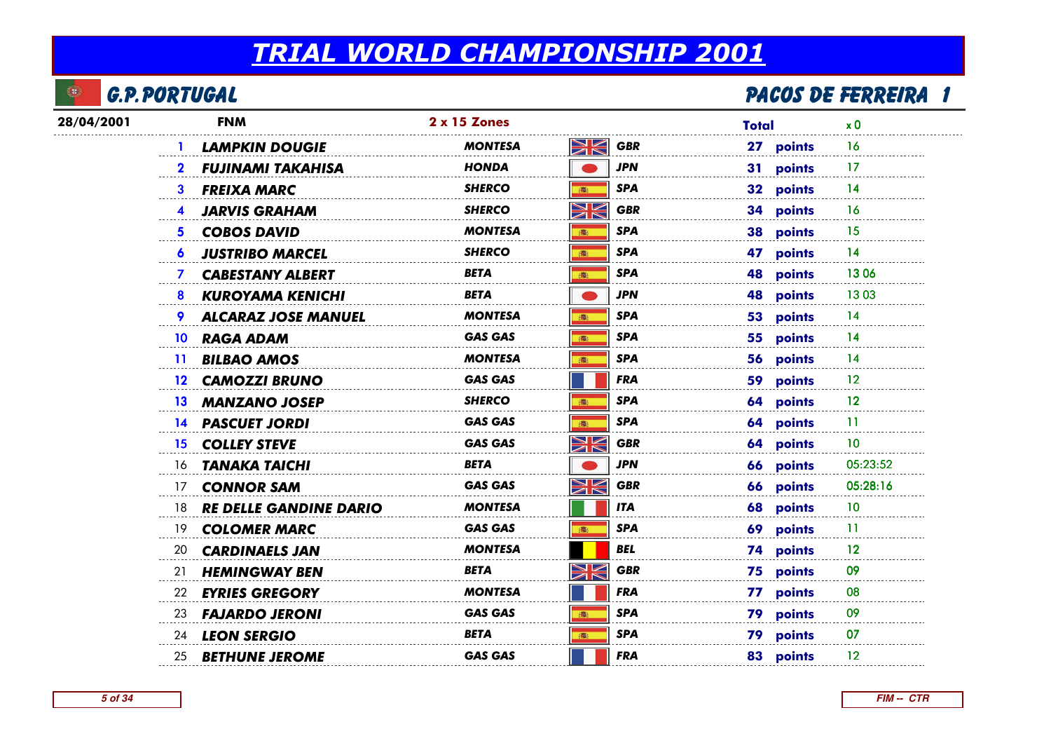# TRIAL WORLD CHAMPIONSHIP 2001

## G.P.PORTUGAL

## PACOS DE FERREIRA 1

| 28/04/2001 | FNM | | 2 x 15 Zones | | Total | | x 0 |
|---|---|---|---|---|---|---|---|
| | 1 | LAMPKIN DOUGIE | MONTESA | GBR | 27 | points | 16 |
| | 2 | FUJINAMI TAKAHISA | HONDA | JPN | 31 | points | 17 |
| | 3 | FREIXA MARC | SHERCO | SPA | 32 | points | 14 |
| | 4 | JARVIS GRAHAM | SHERCO | GBR | 34 | points | 16 |
| | 5 | COBOS DAVID | MONTESA | SPA | 38 | points | 15 |
| | 6 | JUSTRIBO MARCEL | SHERCO | SPA | 47 | points | 14 |
| | 7 | CABESTANY ALBERT | BETA | SPA | 48 | points | 13 06 |
| | 8 | KUROYAMA KENICHI | BETA | JPN | 48 | points | 13 03 |
| | 9 | ALCARAZ JOSE MANUEL | MONTESA | SPA | 53 | points | 14 |
| | 10 | RAGA ADAM | GAS GAS | SPA | 55 | points | 14 |
| | 11 | BILBAO AMOS | MONTESA | SPA | 56 | points | 14 |
| | 12 | CAMOZZI BRUNO | GAS GAS | FRA | 59 | points | 12 |
| | 13 | MANZANO JOSEP | SHERCO | SPA | 64 | points | 12 |
| | 14 | PASCUET JORDI | GAS GAS | SPA | 64 | points | 11 |
| | 15 | COLLEY STEVE | GAS GAS | GBR | 64 | points | 10 |
| | 16 | TANAKA TAICHI | BETA | JPN | 66 | points | 05:23:52 |
| | 17 | CONNOR SAM | GAS GAS | GBR | 66 | points | 05:28:16 |
| | 18 | RE DELLE GANDINE DARIO | MONTESA | ITA | 68 | points | 10 |
| | 19 | COLOMER MARC | GAS GAS | SPA | 69 | points | 11 |
| | 20 | CARDINAELS JAN | MONTESA | BEL | 74 | points | 12 |
| | 21 | HEMINGWAY BEN | BETA | GBR | 75 | points | 09 |
| | 22 | EYRIES GREGORY | MONTESA | FRA | 77 | points | 08 |
| | 23 | FAJARDO JERONI | GAS GAS | SPA | 79 | points | 09 |
| | 24 | LEON SERGIO | BETA | SPA | 79 | points | 07 |
| | 25 | BETHUNE JEROME | GAS GAS | FRA | 83 | points | 12 |

FIM -- CTR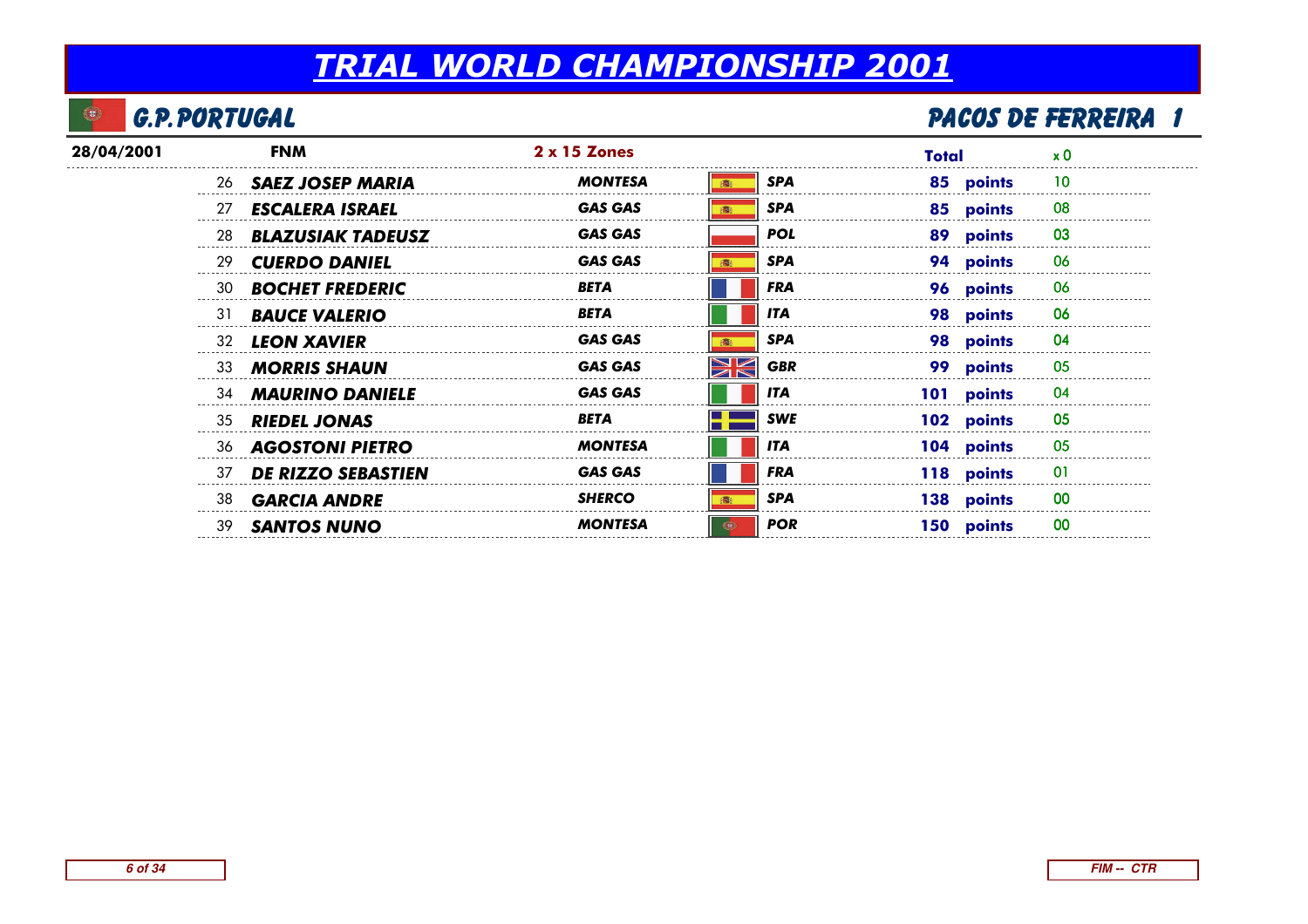# TRIAL WORLD CHAMPIONSHIP 2001

## G.P.PORTUGAL

## PACOS DE FERREIRA 1

| 28/04/2001 | FNM | 2 x 15 Zones | | Total | | x 0 |
|---|---|---|---|---|---|---|
| 26 | SAEZ JOSEP MARIA | MONTESA | SPA | 85 | points | 10 |
| 27 | ESCALERA ISRAEL | GAS GAS | SPA | 85 | points | 08 |
| 28 | BLAZUSIAK TADEUSZ | GAS GAS | POL | 89 | points | 03 |
| 29 | CUERDO DANIEL | GAS GAS | SPA | 94 | points | 06 |
| 30 | BOCHET FREDERIC | BETA | FRA | 96 | points | 06 |
| 31 | BAUCE VALERIO | BETA | ITA | 98 | points | 06 |
| 32 | LEON XAVIER | GAS GAS | SPA | 98 | points | 04 |
| 33 | MORRIS SHAUN | GAS GAS | GBR | 99 | points | 05 |
| 34 | MAURINO DANIELE | GAS GAS | ITA | 101 | points | 04 |
| 35 | RIEDEL JONAS | BETA | SWE | 102 | points | 05 |
| 36 | AGOSTONI PIETRO | MONTESA | ITA | 104 | points | 05 |
| 37 | DE RIZZO SEBASTIEN | GAS GAS | FRA | 118 | points | 01 |
| 38 | GARCIA ANDRE | SHERCO | SPA | 138 | points | 00 |
| 39 | SANTOS NUNO | MONTESA | POR | 150 | points | 00 |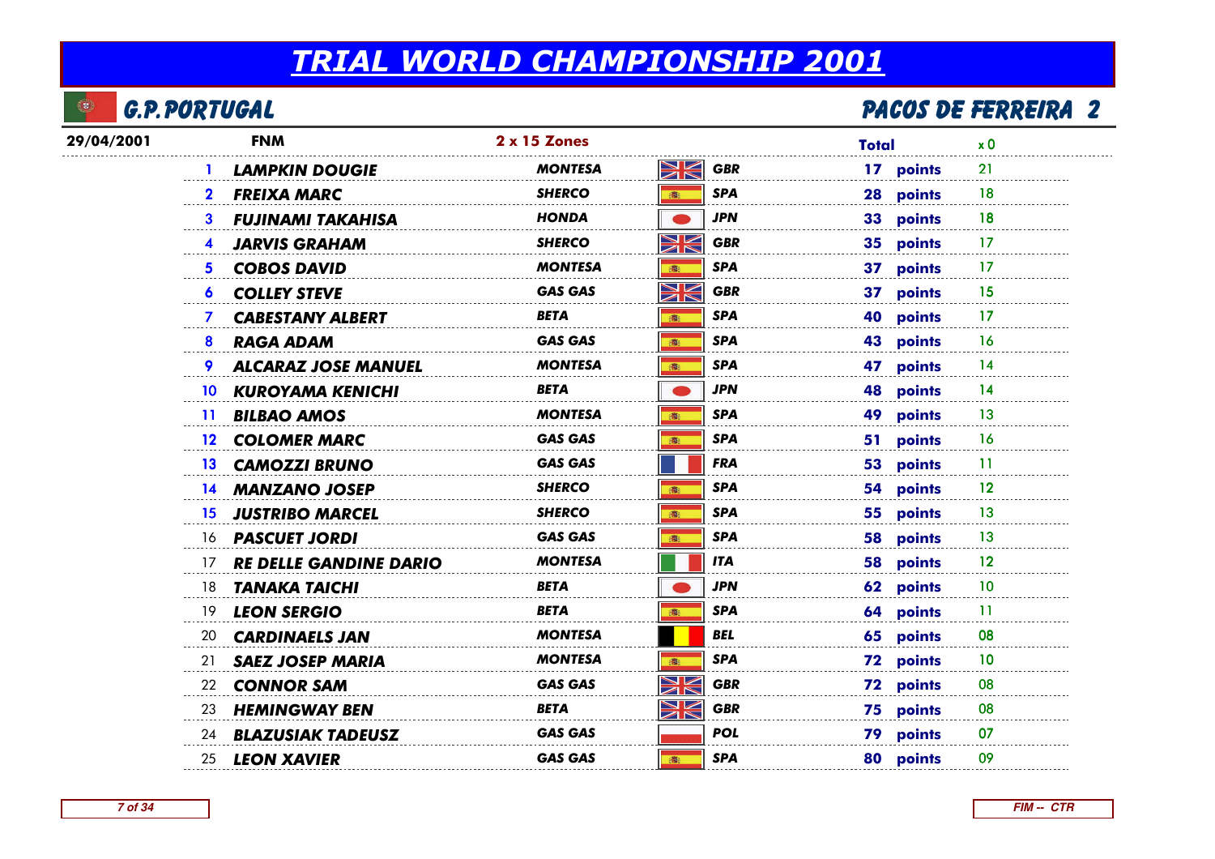# TRIAL WORLD CHAMPIONSHIP 2001

## G.P. PORTUGAL

## PACOS DE FERREIRA 2

| 29/04/2001 | FNM | | 2 x 15 Zones | | | Total | | x 0 |
|---|---|---|---|---|---|---|---|---|
| | 1 | LAMPKIN DOUGIE | MONTESA | GBR | | 17 | points | 21 |
| | 2 | FREIXA MARC | SHERCO | SPA | | 28 | points | 18 |
| | 3 | FUJINAMI TAKAHISA | HONDA | JPN | | 33 | points | 18 |
| | 4 | JARVIS GRAHAM | SHERCO | GBR | | 35 | points | 17 |
| | 5 | COBOS DAVID | MONTESA | SPA | | 37 | points | 17 |
| | 6 | COLLEY STEVE | GAS GAS | GBR | | 37 | points | 15 |
| | 7 | CABESTANY ALBERT | BETA | SPA | | 40 | points | 17 |
| | 8 | RAGA ADAM | GAS GAS | SPA | | 43 | points | 16 |
| | 9 | ALCARAZ JOSE MANUEL | MONTESA | SPA | | 47 | points | 14 |
| | 10 | KUROYAMA KENICHI | BETA | JPN | | 48 | points | 14 |
| | 11 | BILBAO AMOS | MONTESA | SPA | | 49 | points | 13 |
| | 12 | COLOMER MARC | GAS GAS | SPA | | 51 | points | 16 |
| | 13 | CAMOZZI BRUNO | GAS GAS | FRA | | 53 | points | 11 |
| | 14 | MANZANO JOSEP | SHERCO | SPA | | 54 | points | 12 |
| | 15 | JUSTRIBO MARCEL | SHERCO | SPA | | 55 | points | 13 |
| | 16 | PASCUET JORDI | GAS GAS | SPA | | 58 | points | 13 |
| | 17 | RE DELLE GANDINE DARIO | MONTESA | ITA | | 58 | points | 12 |
| | 18 | TANAKA TAICHI | BETA | JPN | | 62 | points | 10 |
| | 19 | LEON SERGIO | BETA | SPA | | 64 | points | 11 |
| | 20 | CARDINAELS JAN | MONTESA | BEL | | 65 | points | 08 |
| | 21 | SAEZ JOSEP MARIA | MONTESA | SPA | | 72 | points | 10 |
| | 22 | CONNOR SAM | GAS GAS | GBR | | 72 | points | 08 |
| | 23 | HEMINGWAY BEN | BETA | GBR | | 75 | points | 08 |
| | 24 | BLAZUSIAK TADEUSZ | GAS GAS | POL | | 79 | points | 07 |
| | 25 | LEON XAVIER | GAS GAS | SPA | | 80 | points | 09 |

FIM -- CTR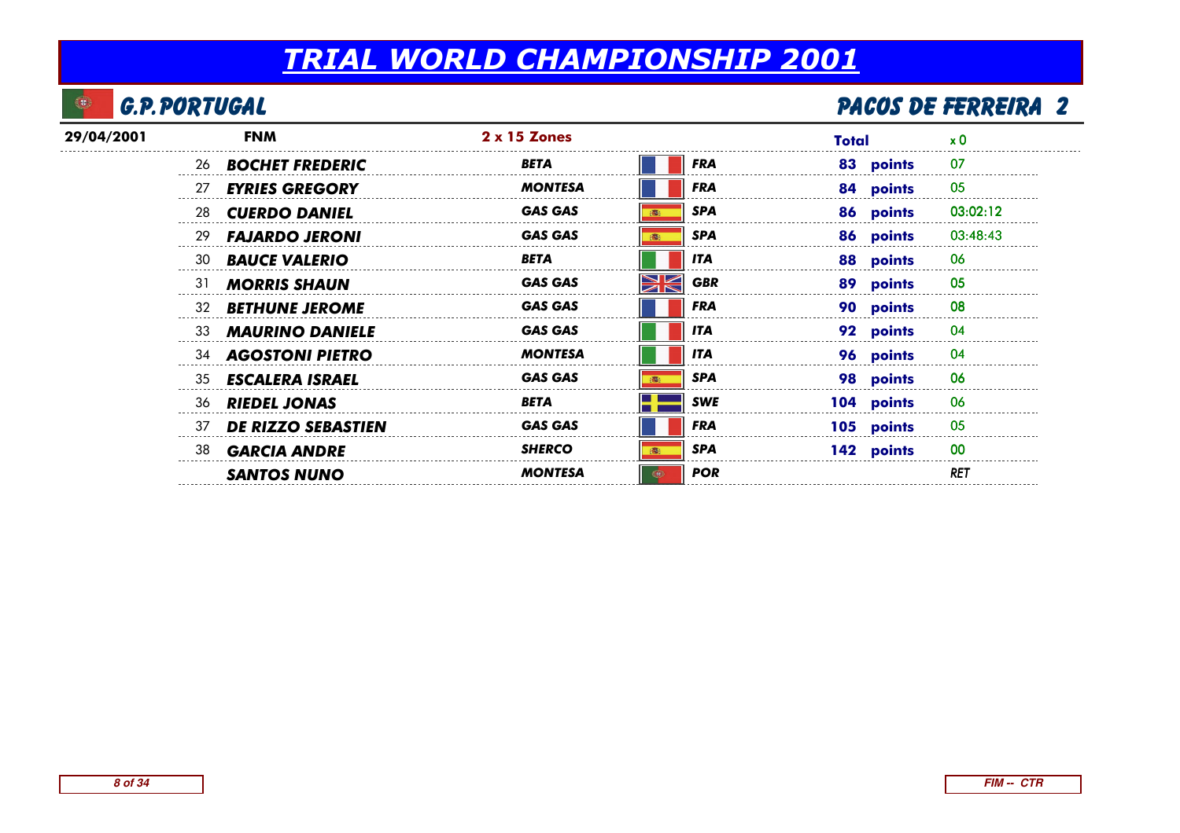# TRIAL WORLD CHAMPIONSHIP 2001

## G.P.PORTUGAL

## PACOS DE FERREIRA 2

| 29/04/2001 | FNM | 2 x 15 Zones | | Total | x 0 |
|---|---|---|---|---|---|
| 26 | BOCHET FREDERIC | BETA | FRA | 83 points | 07 |
| 27 | EYRIES GREGORY | MONTESA | FRA | 84 points | 05 |
| 28 | CUERDO DANIEL | GAS GAS | SPA | 86 points | 03:02:12 |
| 29 | FAJARDO JERONI | GAS GAS | SPA | 86 points | 03:48:43 |
| 30 | BAUCE VALERIO | BETA | ITA | 88 points | 06 |
| 31 | MORRIS SHAUN | GAS GAS | GBR | 89 points | 05 |
| 32 | BETHUNE JEROME | GAS GAS | FRA | 90 points | 08 |
| 33 | MAURINO DANIELE | GAS GAS | ITA | 92 points | 04 |
| 34 | AGOSTONI PIETRO | MONTESA | ITA | 96 points | 04 |
| 35 | ESCALERA ISRAEL | GAS GAS | SPA | 98 points | 06 |
| 36 | RIEDEL JONAS | BETA | SWE | 104 points | 06 |
| 37 | DE RIZZO SEBASTIEN | GAS GAS | FRA | 105 points | 05 |
| 38 | GARCIA ANDRE | SHERCO | SPA | 142 points | 00 |
| | SANTOS NUNO | MONTESA | POR | | RET |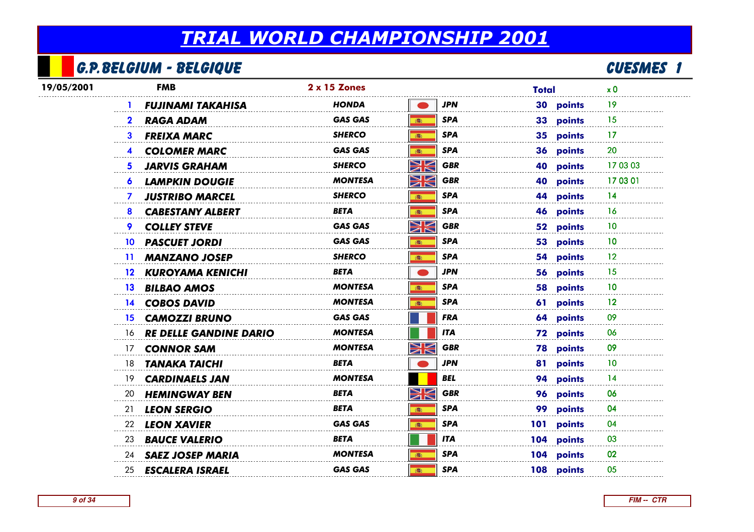# TRIAL WORLD CHAMPIONSHIP 2001

## G.P. BELGIUM - BELGIQUE

## CUESMES 1

| 19/05/2001 | FMB | 2 x 15 Zones | | Total | | x 0 |
|---|---|---|---|---|---|---|
| 1 | FUJINAMI TAKAHISA | HONDA | JPN | 30 | points | 19 |
| 2 | RAGA ADAM | GAS GAS | SPA | 33 | points | 15 |
| 3 | FREIXA MARC | SHERCO | SPA | 35 | points | 17 |
| 4 | COLOMER MARC | GAS GAS | SPA | 36 | points | 20 |
| 5 | JARVIS GRAHAM | SHERCO | GBR | 40 | points | 17 03 03 |
| 6 | LAMPKIN DOUGIE | MONTESA | GBR | 40 | points | 17 03 01 |
| 7 | JUSTRIBO MARCEL | SHERCO | SPA | 44 | points | 14 |
| 8 | CABESTANY ALBERT | BETA | SPA | 46 | points | 16 |
| 9 | COLLEY STEVE | GAS GAS | GBR | 52 | points | 10 |
| 10 | PASCUET JORDI | GAS GAS | SPA | 53 | points | 10 |
| 11 | MANZANO JOSEP | SHERCO | SPA | 54 | points | 12 |
| 12 | KUROYAMA KENICHI | BETA | JPN | 56 | points | 15 |
| 13 | BILBAO AMOS | MONTESA | SPA | 58 | points | 10 |
| 14 | COBOS DAVID | MONTESA | SPA | 61 | points | 12 |
| 15 | CAMOZZI BRUNO | GAS GAS | FRA | 64 | points | 09 |
| 16 | RE DELLE GANDINE DARIO | MONTESA | ITA | 72 | points | 06 |
| 17 | CONNOR SAM | MONTESA | GBR | 78 | points | 09 |
| 18 | TANAKA TAICHI | BETA | JPN | 81 | points | 10 |
| 19 | CARDINAELS JAN | MONTESA | BEL | 94 | points | 14 |
| 20 | HEMINGWAY BEN | BETA | GBR | 96 | points | 06 |
| 21 | LEON SERGIO | BETA | SPA | 99 | points | 04 |
| 22 | LEON XAVIER | GAS GAS | SPA | 101 | points | 04 |
| 23 | BAUCE VALERIO | BETA | ITA | 104 | points | 03 |
| 24 | SAEZ JOSEP MARIA | MONTESA | SPA | 104 | points | 02 |
| 25 | ESCALERA ISRAEL | GAS GAS | SPA | 108 | points | 05 |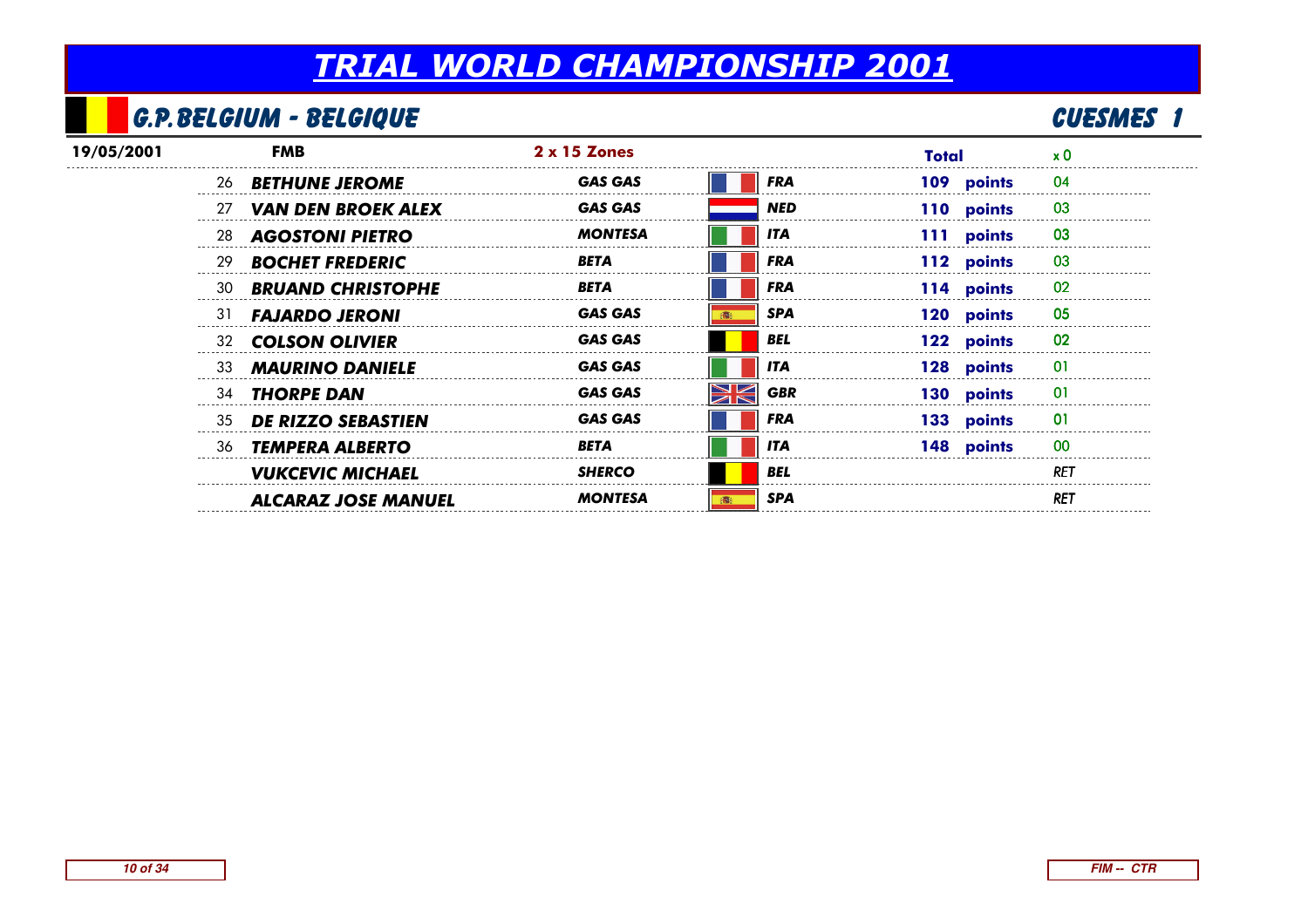# TRIAL WORLD CHAMPIONSHIP 2001

## G.P. BELGIUM - BELGIQUE

## CUESMES 1

| 19/05/2001 | FMB | 2 x 15 Zones | | Total | x 0 |
|---|---|---|---|---|---|
| 26 | BETHUNE JEROME | GAS GAS | FRA | 109 points | 04 |
| 27 | VAN DEN BROEK ALEX | GAS GAS | NED | 110 points | 03 |
| 28 | AGOSTONI PIETRO | MONTESA | ITA | 111 points | 03 |
| 29 | BOCHET FREDERIC | BETA | FRA | 112 points | 03 |
| 30 | BRUAND CHRISTOPHE | BETA | FRA | 114 points | 02 |
| 31 | FAJARDO JERONI | GAS GAS | SPA | 120 points | 05 |
| 32 | COLSON OLIVIER | GAS GAS | BEL | 122 points | 02 |
| 33 | MAURINO DANIELE | GAS GAS | ITA | 128 points | 01 |
| 34 | THORPE DAN | GAS GAS | GBR | 130 points | 01 |
| 35 | DE RIZZO SEBASTIEN | GAS GAS | FRA | 133 points | 01 |
| 36 | TEMPERA ALBERTO | BETA | ITA | 148 points | 00 |
| | VUKCEVIC MICHAEL | SHERCO | BEL | | RET |
| | ALCARAZ JOSE MANUEL | MONTESA | SPA | | RET |

FIM -- CTR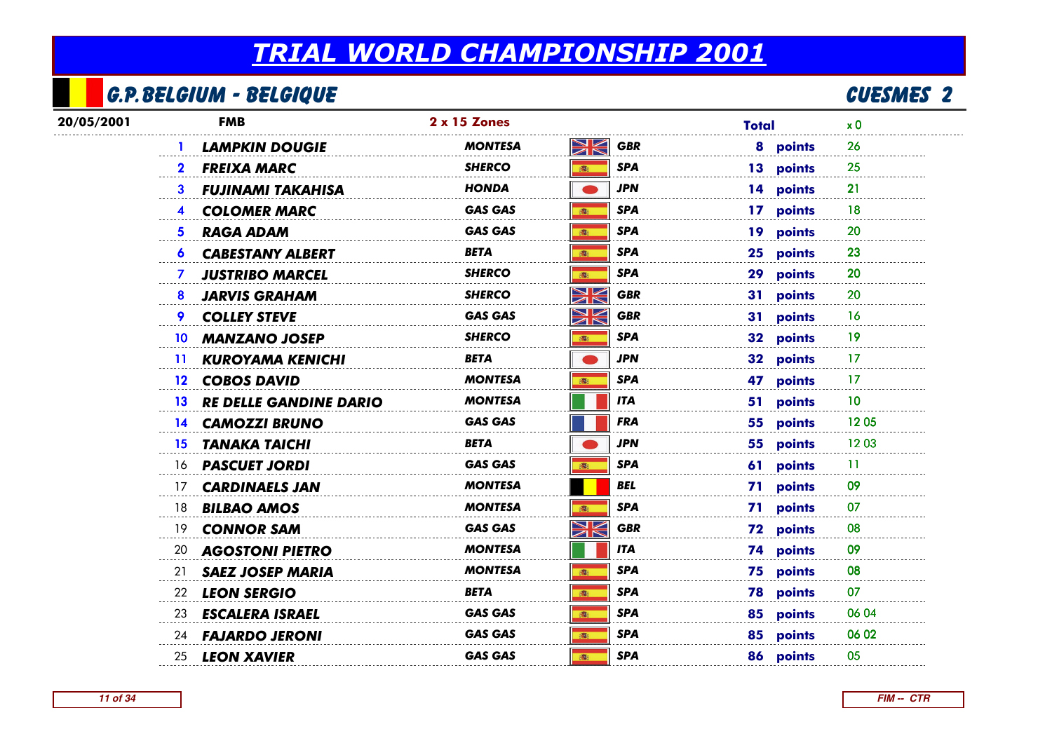# TRIAL WORLD CHAMPIONSHIP 2001

## G.P.BELGIUM - BELGIQUE

## CUESMES 2

| 20/05/2001 | FMB | 2 x 15 Zones | | Total | | x 0 |
|---|---|---|---|---|---|---|
| 1 | LAMPKIN DOUGIE | MONTESA | GBR | 8 | points | 26 |
| 2 | FREIXA MARC | SHERCO | SPA | 13 | points | 25 |
| 3 | FUJINAMI TAKAHISA | HONDA | JPN | 14 | points | 21 |
| 4 | COLOMER MARC | GAS GAS | SPA | 17 | points | 18 |
| 5 | RAGA ADAM | GAS GAS | SPA | 19 | points | 20 |
| 6 | CABESTANY ALBERT | BETA | SPA | 25 | points | 23 |
| 7 | JUSTRIBO MARCEL | SHERCO | SPA | 29 | points | 20 |
| 8 | JARVIS GRAHAM | SHERCO | GBR | 31 | points | 20 |
| 9 | COLLEY STEVE | GAS GAS | GBR | 31 | points | 16 |
| 10 | MANZANO JOSEP | SHERCO | SPA | 32 | points | 19 |
| 11 | KUROYAMA KENICHI | BETA | JPN | 32 | points | 17 |
| 12 | COBOS DAVID | MONTESA | SPA | 47 | points | 17 |
| 13 | RE DELLE GANDINE DARIO | MONTESA | ITA | 51 | points | 10 |
| 14 | CAMOZZI BRUNO | GAS GAS | FRA | 55 | points | 12 05 |
| 15 | TANAKA TAICHI | BETA | JPN | 55 | points | 12 03 |
| 16 | PASCUET JORDI | GAS GAS | SPA | 61 | points | 11 |
| 17 | CARDINAELS JAN | MONTESA | BEL | 71 | points | 09 |
| 18 | BILBAO AMOS | MONTESA | SPA | 71 | points | 07 |
| 19 | CONNOR SAM | GAS GAS | GBR | 72 | points | 08 |
| 20 | AGOSTONI PIETRO | MONTESA | ITA | 74 | points | 09 |
| 21 | SAEZ JOSEP MARIA | MONTESA | SPA | 75 | points | 08 |
| 22 | LEON SERGIO | BETA | SPA | 78 | points | 07 |
| 23 | ESCALERA ISRAEL | GAS GAS | SPA | 85 | points | 06 04 |
| 24 | FAJARDO JERONI | GAS GAS | SPA | 85 | points | 06 02 |
| 25 | LEON XAVIER | GAS GAS | SPA | 86 | points | 05 |

FIM -- CTR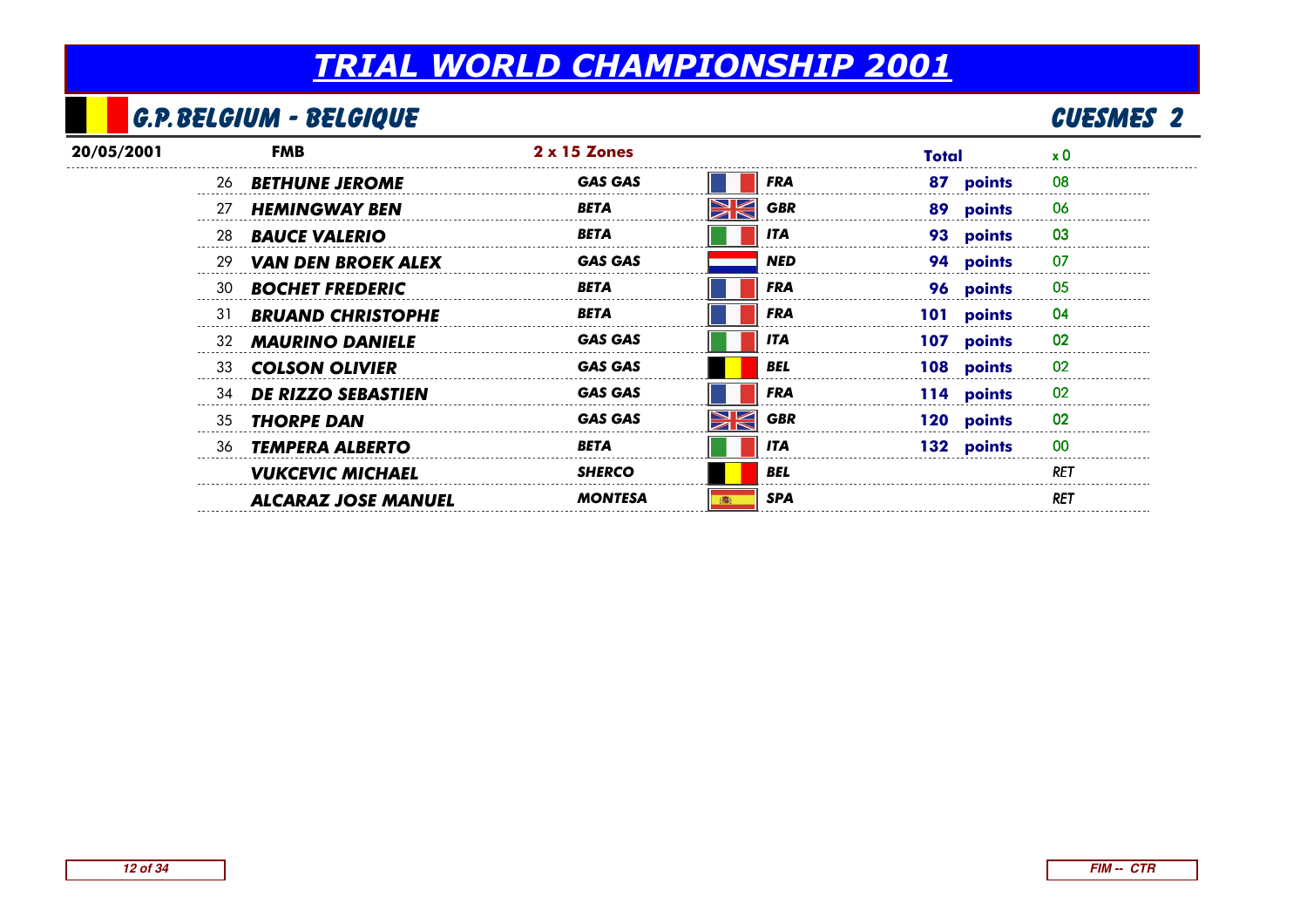# TRIAL WORLD CHAMPIONSHIP 2001

## G.P. BELGIUM - BELGIQUE

## CUESMES 2

| 20/05/2001 | FMB | 2 x 15 Zones | | Total | x 0 |
|---|---|---|---|---|---|
| 26 | BETHUNE JEROME | GAS GAS | FRA | 87 points | 08 |
| 27 | HEMINGWAY BEN | BETA | GBR | 89 points | 06 |
| 28 | BAUCE VALERIO | BETA | ITA | 93 points | 03 |
| 29 | VAN DEN BROEK ALEX | GAS GAS | NED | 94 points | 07 |
| 30 | BOCHET FREDERIC | BETA | FRA | 96 points | 05 |
| 31 | BRUAND CHRISTOPHE | BETA | FRA | 101 points | 04 |
| 32 | MAURINO DANIELE | GAS GAS | ITA | 107 points | 02 |
| 33 | COLSON OLIVIER | GAS GAS | BEL | 108 points | 02 |
| 34 | DE RIZZO SEBASTIEN | GAS GAS | FRA | 114 points | 02 |
| 35 | THORPE DAN | GAS GAS | GBR | 120 points | 02 |
| 36 | TEMPERA ALBERTO | BETA | ITA | 132 points | 00 |
| | VUKCEVIC MICHAEL | SHERCO | BEL | | RET |
| | ALCARAZ JOSE MANUEL | MONTESA | SPA | | RET |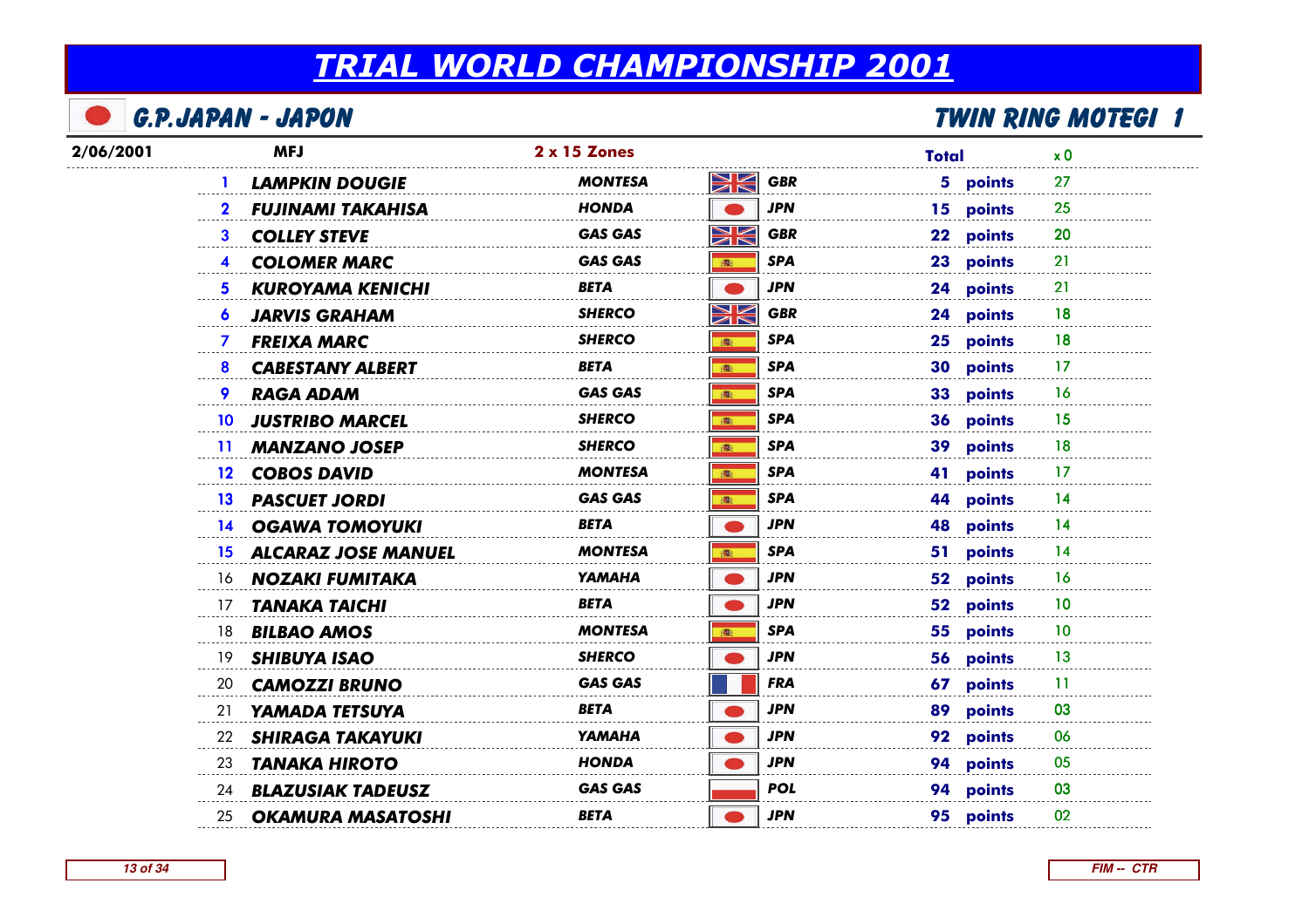# TRIAL WORLD CHAMPIONSHIP 2001

## G.P.JAPAN - JAPON

## TWIN RING MOTEGI 1

| 2/06/2001 | MFJ | 2 x 15 Zones | | Total | | x 0 |
|---|---|---|---|---|---|---|
| 1 | LAMPKIN DOUGIE | MONTESA | GBR | 5 | points | 27 |
| 2 | FUJINAMI TAKAHISA | HONDA | JPN | 15 | points | 25 |
| 3 | COLLEY STEVE | GAS GAS | GBR | 22 | points | 20 |
| 4 | COLOMER MARC | GAS GAS | SPA | 23 | points | 21 |
| 5 | KUROYAMA KENICHI | BETA | JPN | 24 | points | 21 |
| 6 | JARVIS GRAHAM | SHERCO | GBR | 24 | points | 18 |
| 7 | FREIXA MARC | SHERCO | SPA | 25 | points | 18 |
| 8 | CABESTANY ALBERT | BETA | SPA | 30 | points | 17 |
| 9 | RAGA ADAM | GAS GAS | SPA | 33 | points | 16 |
| 10 | JUSTRIBO MARCEL | SHERCO | SPA | 36 | points | 15 |
| 11 | MANZANO JOSEP | SHERCO | SPA | 39 | points | 18 |
| 12 | COBOS DAVID | MONTESA | SPA | 41 | points | 17 |
| 13 | PASCUET JORDI | GAS GAS | SPA | 44 | points | 14 |
| 14 | OGAWA TOMOYUKI | BETA | JPN | 48 | points | 14 |
| 15 | ALCARAZ JOSE MANUEL | MONTESA | SPA | 51 | points | 14 |
| 16 | NOZAKI FUMITAKA | YAMAHA | JPN | 52 | points | 16 |
| 17 | TANAKA TAICHI | BETA | JPN | 52 | points | 10 |
| 18 | BILBAO AMOS | MONTESA | SPA | 55 | points | 10 |
| 19 | SHIBUYA ISAO | SHERCO | JPN | 56 | points | 13 |
| 20 | CAMOZZI BRUNO | GAS GAS | FRA | 67 | points | 11 |
| 21 | YAMADA TETSUYA | BETA | JPN | 89 | points | 03 |
| 22 | SHIRAGA TAKAYUKI | YAMAHA | JPN | 92 | points | 06 |
| 23 | TANAKA HIROTO | HONDA | JPN | 94 | points | 05 |
| 24 | BLAZUSIAK TADEUSZ | GAS GAS | POL | 94 | points | 03 |
| 25 | OKAMURA MASATOSHI | BETA | JPN | 95 | points | 02 |

FIM -- CTR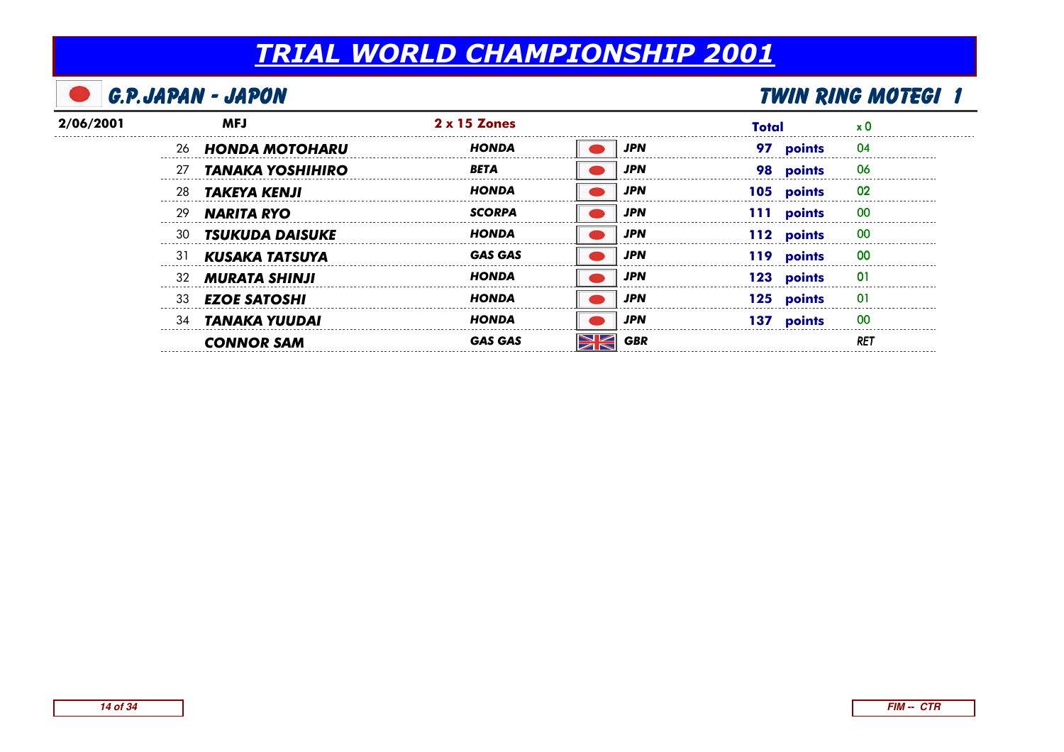# TRIAL WORLD CHAMPIONSHIP 2001

## G.P.JAPAN - JAPON

## TWIN RING MOTEGI 1

| 2/06/2001 | MFJ | 2 x 15 Zones | | Total | | x 0 |
|---|---|---|---|---|---|---|
| 26 | HONDA MOTOHARU | HONDA | JPN | 97 | points | 04 |
| 27 | TANAKA YOSHIHIRO | BETA | JPN | 98 | points | 06 |
| 28 | TAKEYA KENJI | HONDA | JPN | 105 | points | 02 |
| 29 | NARITA RYO | SCORPA | JPN | 111 | points | 00 |
| 30 | TSUKUDA DAISUKE | HONDA | JPN | 112 | points | 00 |
| 31 | KUSAKA TATSUYA | GAS GAS | JPN | 119 | points | 00 |
| 32 | MURATA SHINJI | HONDA | JPN | 123 | points | 01 |
| 33 | EZOE SATOSHI | HONDA | JPN | 125 | points | 01 |
| 34 | TANAKA YUUDAI | HONDA | JPN | 137 | points | 00 |
| | CONNOR SAM | GAS GAS | GBR | | | RET |

FIM -- CTR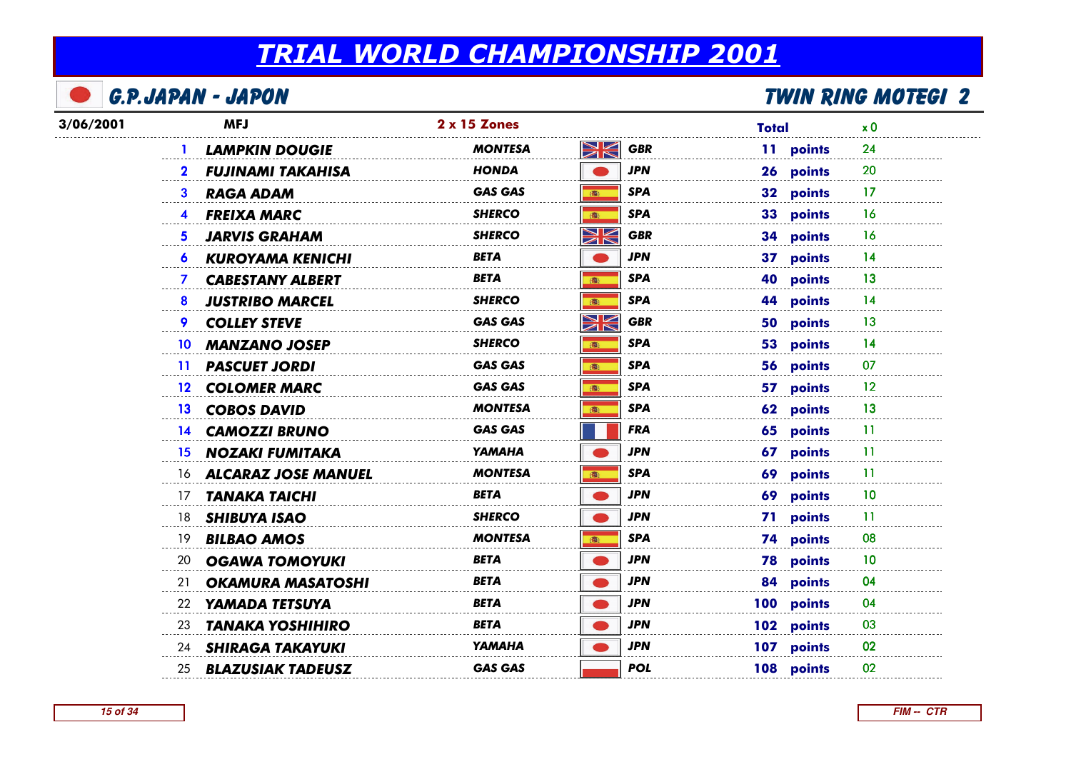# TRIAL WORLD CHAMPIONSHIP 2001

## G.P.JAPAN - JAPON

## TWIN RING MOTEGI 2

| 3/06/2001 | MFJ | 2 x 15 Zones | | Total | | x 0 |
|---|---|---|---|---|---|---|
| 1 | LAMPKIN DOUGIE | MONTESA | GBR | 11 | points | 24 |
| 2 | FUJINAMI TAKAHISA | HONDA | JPN | 26 | points | 20 |
| 3 | RAGA ADAM | GAS GAS | SPA | 32 | points | 17 |
| 4 | FREIXA MARC | SHERCO | SPA | 33 | points | 16 |
| 5 | JARVIS GRAHAM | SHERCO | GBR | 34 | points | 16 |
| 6 | KUROYAMA KENICHI | BETA | JPN | 37 | points | 14 |
| 7 | CABESTANY ALBERT | BETA | SPA | 40 | points | 13 |
| 8 | JUSTRIBO MARCEL | SHERCO | SPA | 44 | points | 14 |
| 9 | COLLEY STEVE | GAS GAS | GBR | 50 | points | 13 |
| 10 | MANZANO JOSEP | SHERCO | SPA | 53 | points | 14 |
| 11 | PASCUET JORDI | GAS GAS | SPA | 56 | points | 07 |
| 12 | COLOMER MARC | GAS GAS | SPA | 57 | points | 12 |
| 13 | COBOS DAVID | MONTESA | SPA | 62 | points | 13 |
| 14 | CAMOZZI BRUNO | GAS GAS | FRA | 65 | points | 11 |
| 15 | NOZAKI FUMITAKA | YAMAHA | JPN | 67 | points | 11 |
| 16 | ALCARAZ JOSE MANUEL | MONTESA | SPA | 69 | points | 11 |
| 17 | TANAKA TAICHI | BETA | JPN | 69 | points | 10 |
| 18 | SHIBUYA ISAO | SHERCO | JPN | 71 | points | 11 |
| 19 | BILBAO AMOS | MONTESA | SPA | 74 | points | 08 |
| 20 | OGAWA TOMOYUKI | BETA | JPN | 78 | points | 10 |
| 21 | OKAMURA MASATOSHI | BETA | JPN | 84 | points | 04 |
| 22 | YAMADA TETSUYA | BETA | JPN | 100 | points | 04 |
| 23 | TANAKA YOSHIHIRO | BETA | JPN | 102 | points | 03 |
| 24 | SHIRAGA TAKAYUKI | YAMAHA | JPN | 107 | points | 02 |
| 25 | BLAZUSIAK TADEUSZ | GAS GAS | POL | 108 | points | 02 |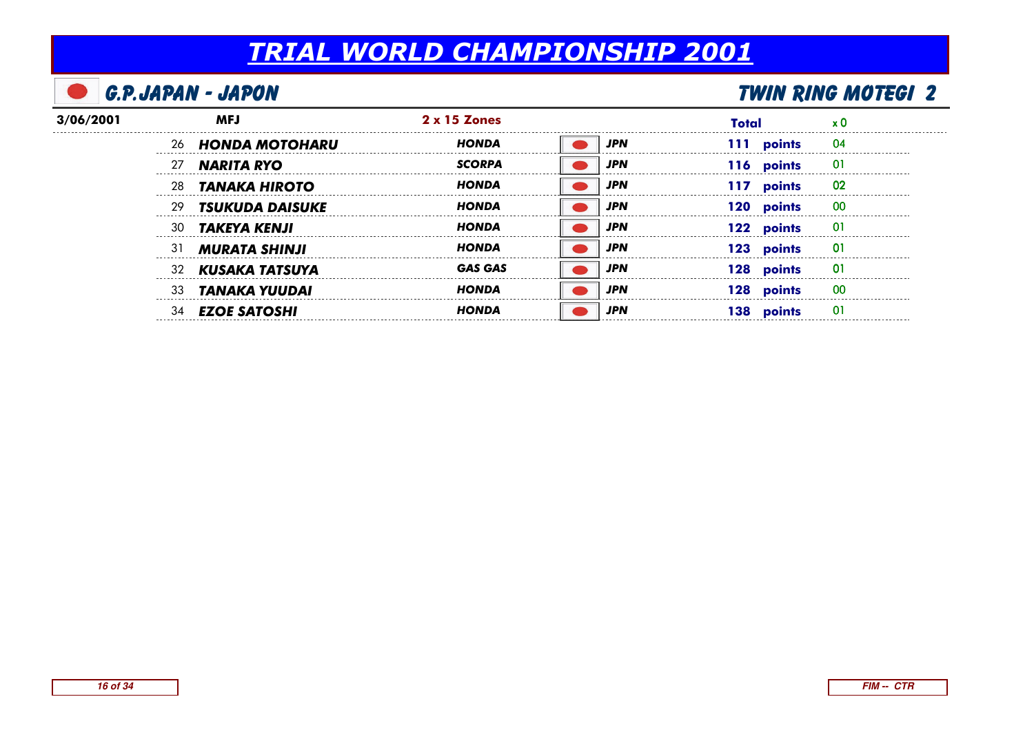# TRIAL WORLD CHAMPIONSHIP 2001

## G.P.JAPAN - JAPON

## TWIN RING MOTEGI 2

| 3/06/2001 | MFJ | 2 x 15 Zones | | Total | x 0 |
|---|---|---|---|---|---|
| 26 | HONDA MOTOHARU | HONDA | JPN | 111 points | 04 |
| 27 | NARITA RYO | SCORPA | JPN | 116 points | 01 |
| 28 | TANAKA HIROTO | HONDA | JPN | 117 points | 02 |
| 29 | TSUKUDA DAISUKE | HONDA | JPN | 120 points | 00 |
| 30 | TAKEYA KENJI | HONDA | JPN | 122 points | 01 |
| 31 | MURATA SHINJI | HONDA | JPN | 123 points | 01 |
| 32 | KUSAKA TATSUYA | GAS GAS | JPN | 128 points | 01 |
| 33 | TANAKA YUUDAI | HONDA | JPN | 128 points | 00 |
| 34 | EZOE SATOSHI | HONDA | JPN | 138 points | 01 |

FIM -- CTR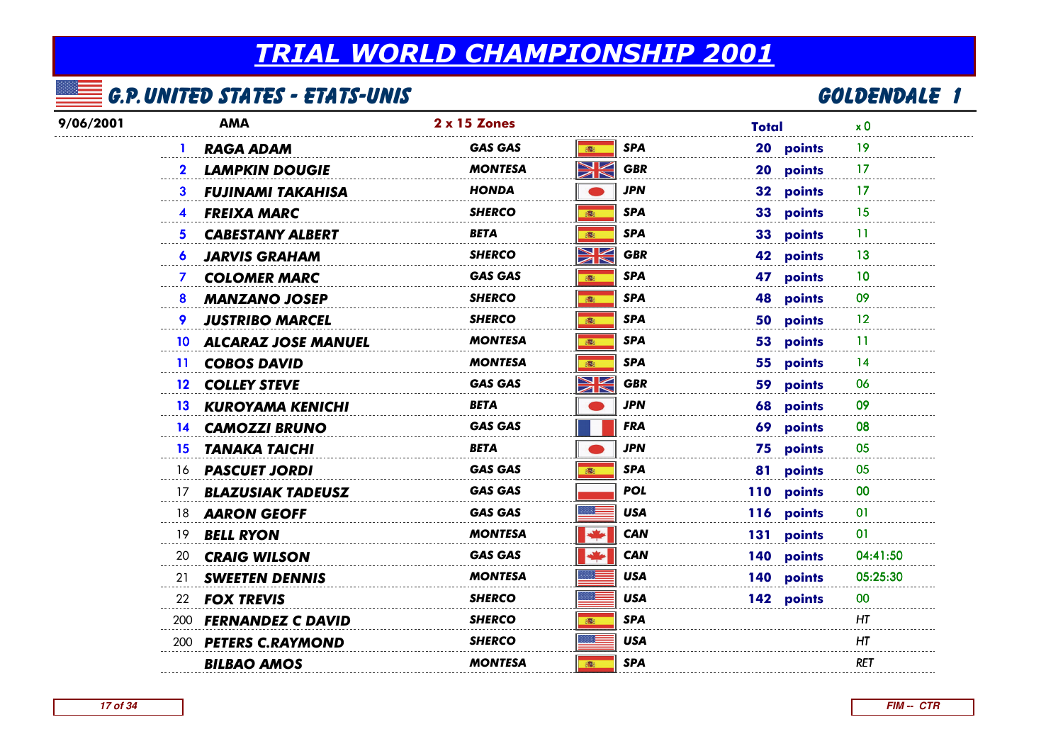# TRIAL WORLD CHAMPIONSHIP 2001

## G.P. UNITED STATES - ETATS-UNIS

## GOLDENDALE 1

| 9/06/2001 | AMA | 2 x 15 Zones | | Total | | x 0 |
|---|---|---|---|---|---|---|
| 1 | RAGA ADAM | GAS GAS | SPA | 20 | points | 19 |
| 2 | LAMPKIN DOUGIE | MONTESA | GBR | 20 | points | 17 |
| 3 | FUJINAMI TAKAHISA | HONDA | JPN | 32 | points | 17 |
| 4 | FREIXA MARC | SHERCO | SPA | 33 | points | 15 |
| 5 | CABESTANY ALBERT | BETA | SPA | 33 | points | 11 |
| 6 | JARVIS GRAHAM | SHERCO | GBR | 42 | points | 13 |
| 7 | COLOMER MARC | GAS GAS | SPA | 47 | points | 10 |
| 8 | MANZANO JOSEP | SHERCO | SPA | 48 | points | 09 |
| 9 | JUSTRIBO MARCEL | SHERCO | SPA | 50 | points | 12 |
| 10 | ALCARAZ JOSE MANUEL | MONTESA | SPA | 53 | points | 11 |
| 11 | COBOS DAVID | MONTESA | SPA | 55 | points | 14 |
| 12 | COLLEY STEVE | GAS GAS | GBR | 59 | points | 06 |
| 13 | KUROYAMA KENICHI | BETA | JPN | 68 | points | 09 |
| 14 | CAMOZZI BRUNO | GAS GAS | FRA | 69 | points | 08 |
| 15 | TANAKA TAICHI | BETA | JPN | 75 | points | 05 |
| 16 | PASCUET JORDI | GAS GAS | SPA | 81 | points | 05 |
| 17 | BLAZUSIAK TADEUSZ | GAS GAS | POL | 110 | points | 00 |
| 18 | AARON GEOFF | GAS GAS | USA | 116 | points | 01 |
| 19 | BELL RYON | MONTESA | CAN | 131 | points | 01 |
| 20 | CRAIG WILSON | GAS GAS | CAN | 140 | points | 04:41:50 |
| 21 | SWEETEN DENNIS | MONTESA | USA | 140 | points | 05:25:30 |
| 22 | FOX TREVIS | SHERCO | USA | 142 | points | 00 |
| 200 | FERNANDEZ C DAVID | SHERCO | SPA | | | HT |
| 200 | PETERS C.RAYMOND | SHERCO | USA | | | HT |
| | BILBAO AMOS | MONTESA | SPA | | | RET |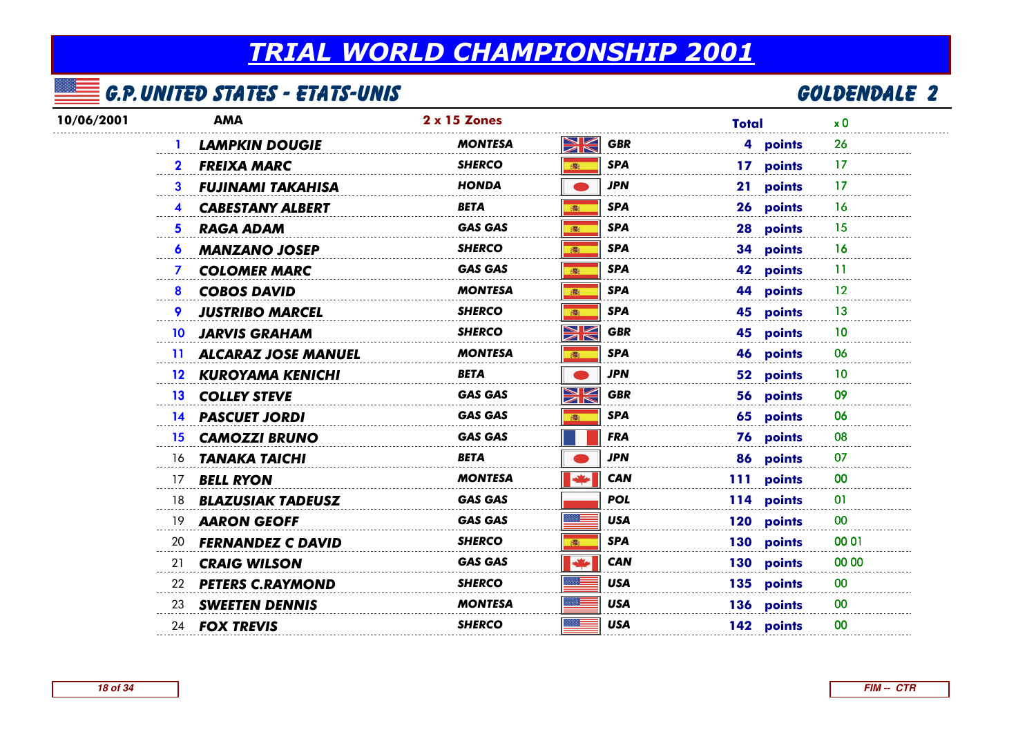# TRIAL WORLD CHAMPIONSHIP 2001

## G.P. UNITED STATES - ETATS-UNIS

## GOLDENDALE 2

| 10/06/2001 | AMA | 2 x 15 Zones | | Total | | x 0 |
|---|---|---|---|---|---|---|
| 1 | LAMPKIN DOUGIE | MONTESA | GBR | 4 | points | 26 |
| 2 | FREIXA MARC | SHERCO | SPA | 17 | points | 17 |
| 3 | FUJINAMI TAKAHISA | HONDA | JPN | 21 | points | 17 |
| 4 | CABESTANY ALBERT | BETA | SPA | 26 | points | 16 |
| 5 | RAGA ADAM | GAS GAS | SPA | 28 | points | 15 |
| 6 | MANZANO JOSEP | SHERCO | SPA | 34 | points | 16 |
| 7 | COLOMER MARC | GAS GAS | SPA | 42 | points | 11 |
| 8 | COBOS DAVID | MONTESA | SPA | 44 | points | 12 |
| 9 | JUSTRIBO MARCEL | SHERCO | SPA | 45 | points | 13 |
| 10 | JARVIS GRAHAM | SHERCO | GBR | 45 | points | 10 |
| 11 | ALCARAZ JOSE MANUEL | MONTESA | SPA | 46 | points | 06 |
| 12 | KUROYAMA KENICHI | BETA | JPN | 52 | points | 10 |
| 13 | COLLEY STEVE | GAS GAS | GBR | 56 | points | 09 |
| 14 | PASCUET JORDI | GAS GAS | SPA | 65 | points | 06 |
| 15 | CAMOZZI BRUNO | GAS GAS | FRA | 76 | points | 08 |
| 16 | TANAKA TAICHI | BETA | JPN | 86 | points | 07 |
| 17 | BELL RYON | MONTESA | CAN | 111 | points | 00 |
| 18 | BLAZUSIAK TADEUSZ | GAS GAS | POL | 114 | points | 01 |
| 19 | AARON GEOFF | GAS GAS | USA | 120 | points | 00 |
| 20 | FERNANDEZ C DAVID | SHERCO | SPA | 130 | points | 00 01 |
| 21 | CRAIG WILSON | GAS GAS | CAN | 130 | points | 00 00 |
| 22 | PETERS C.RAYMOND | SHERCO | USA | 135 | points | 00 |
| 23 | SWEETEN DENNIS | MONTESA | USA | 136 | points | 00 |
| 24 | FOX TREVIS | SHERCO | USA | 142 | points | 00 |

FIM -- CTR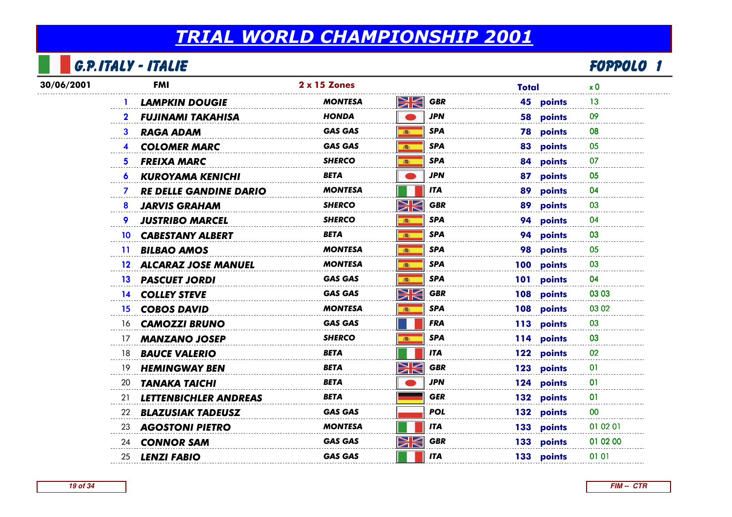# TRIAL WORLD CHAMPIONSHIP 2001

## G.P.ITALY - ITALIE

## FOPPOLO 1

| 30/06/2001 | FMI | 2 x 15 Zones | | Total | | x 0 |
|---|---|---|---|---|---|---|
| 1 | LAMPKIN DOUGIE | MONTESA | GBR | 45 | points | 13 |
| 2 | FUJINAMI TAKAHISA | HONDA | JPN | 58 | points | 09 |
| 3 | RAGA ADAM | GAS GAS | SPA | 78 | points | 08 |
| 4 | COLOMER MARC | GAS GAS | SPA | 83 | points | 05 |
| 5 | FREIXA MARC | SHERCO | SPA | 84 | points | 07 |
| 6 | KUROYAMA KENICHI | BETA | JPN | 87 | points | 05 |
| 7 | RE DELLE GANDINE DARIO | MONTESA | ITA | 89 | points | 04 |
| 8 | JARVIS GRAHAM | SHERCO | GBR | 89 | points | 03 |
| 9 | JUSTRIBO MARCEL | SHERCO | SPA | 94 | points | 04 |
| 10 | CABESTANY ALBERT | BETA | SPA | 94 | points | 03 |
| 11 | BILBAO AMOS | MONTESA | SPA | 98 | points | 05 |
| 12 | ALCARAZ JOSE MANUEL | MONTESA | SPA | 100 | points | 03 |
| 13 | PASCUET JORDI | GAS GAS | SPA | 101 | points | 04 |
| 14 | COLLEY STEVE | GAS GAS | GBR | 108 | points | 03 03 |
| 15 | COBOS DAVID | MONTESA | SPA | 108 | points | 03 02 |
| 16 | CAMOZZI BRUNO | GAS GAS | FRA | 113 | points | 03 |
| 17 | MANZANO JOSEP | SHERCO | SPA | 114 | points | 03 |
| 18 | BAUCE VALERIO | BETA | ITA | 122 | points | 02 |
| 19 | HEMINGWAY BEN | BETA | GBR | 123 | points | 01 |
| 20 | TANAKA TAICHI | BETA | JPN | 124 | points | 01 |
| 21 | LETTENBICHLER ANDREAS | BETA | GER | 132 | points | 01 |
| 22 | BLAZUSIAK TADEUSZ | GAS GAS | POL | 132 | points | 00 |
| 23 | AGOSTONI PIETRO | MONTESA | ITA | 133 | points | 01 02 01 |
| 24 | CONNOR SAM | GAS GAS | GBR | 133 | points | 01 02 00 |
| 25 | LENZI FABIO | GAS GAS | ITA | 133 | points | 01 01 |

FIM -- CTR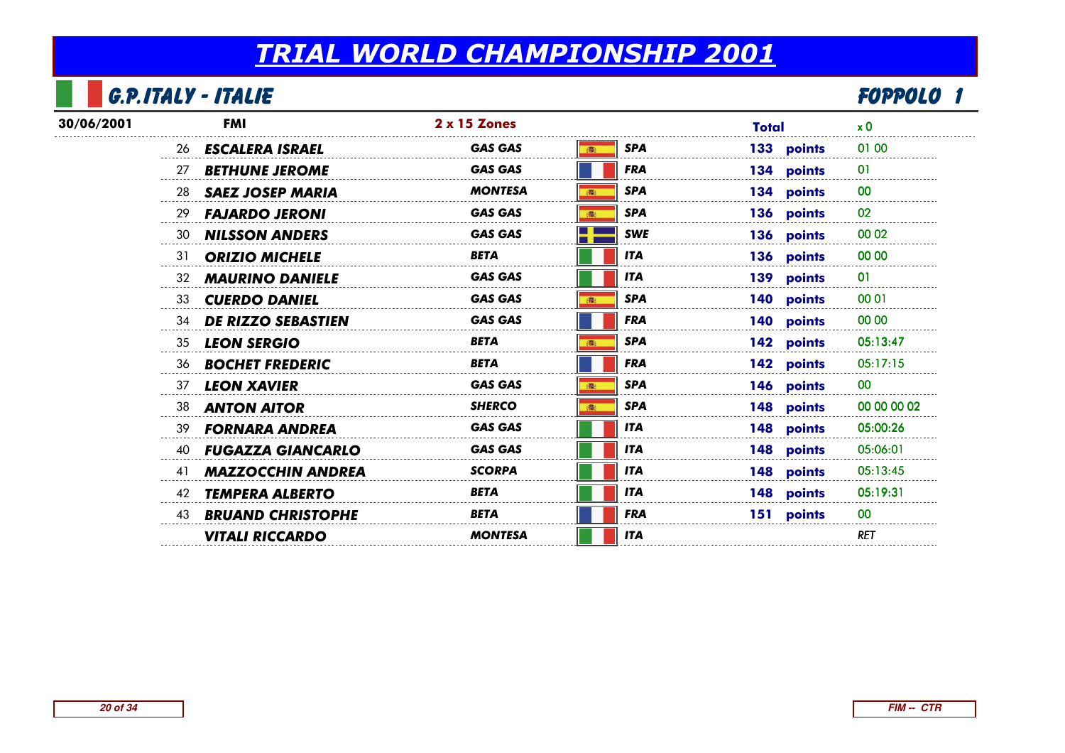# TRIAL WORLD CHAMPIONSHIP 2001

## G.P.ITALY - ITALIE

## FOPPOLO 1

| 30/06/2001 | FMI | 2 x 15 Zones | | Total | x 0 |
|---|---|---|---|---|---|
| 26 | **ESCALERA ISRAEL** | GAS GAS | SPA | 133 points | 01 00 |
| 27 | **BETHUNE JEROME** | GAS GAS | FRA | 134 points | 01 |
| 28 | **SAEZ JOSEP MARIA** | MONTESA | SPA | 134 points | 00 |
| 29 | **FAJARDO JERONI** | GAS GAS | SPA | 136 points | 02 |
| 30 | **NILSSON ANDERS** | GAS GAS | SWE | 136 points | 00 02 |
| 31 | **ORIZIO MICHELE** | BETA | ITA | 136 points | 00 00 |
| 32 | **MAURINO DANIELE** | GAS GAS | ITA | 139 points | 01 |
| 33 | **CUERDO DANIEL** | GAS GAS | SPA | 140 points | 00 01 |
| 34 | **DE RIZZO SEBASTIEN** | GAS GAS | FRA | 140 points | 00 00 |
| 35 | **LEON SERGIO** | BETA | SPA | 142 points | 05:13:47 |
| 36 | **BOCHET FREDERIC** | BETA | FRA | 142 points | 05:17:15 |
| 37 | **LEON XAVIER** | GAS GAS | SPA | 146 points | 00 |
| 38 | **ANTON AITOR** | SHERCO | SPA | 148 points | 00 00 00 02 |
| 39 | **FORNARA ANDREA** | GAS GAS | ITA | 148 points | 05:00:26 |
| 40 | **FUGAZZA GIANCARLO** | GAS GAS | ITA | 148 points | 05:06:01 |
| 41 | **MAZZOCCHIN ANDREA** | SCORPA | ITA | 148 points | 05:13:45 |
| 42 | **TEMPERA ALBERTO** | BETA | ITA | 148 points | 05:19:31 |
| 43 | **BRUAND CHRISTOPHE** | BETA | FRA | 151 points | 00 |
| | **VITALI RICCARDO** | MONTESA | ITA | | RET |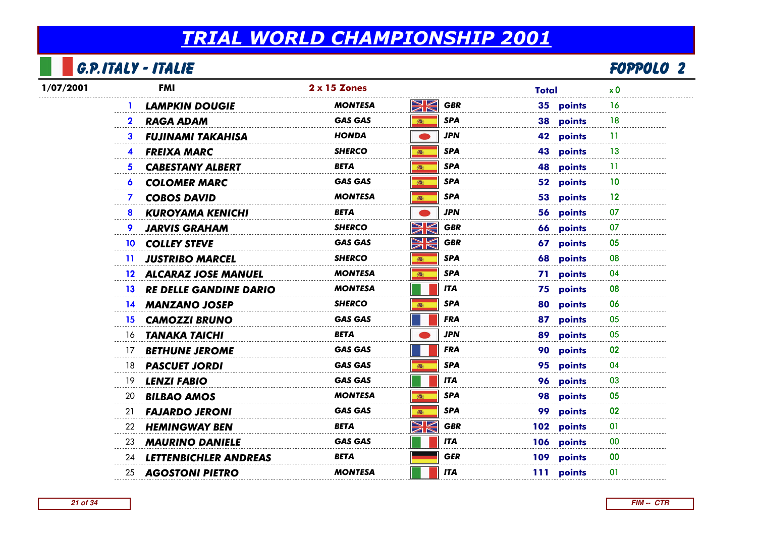# TRIAL WORLD CHAMPIONSHIP 2001

## G.P.ITALY - ITALIE

## FOPPOLO 2

| 1/07/2001 | FMI | 2 x 15 Zones | | Total | | x 0 |
|---|---|---|---|---|---|---|
| 1 | LAMPKIN DOUGIE | MONTESA | GBR | 35 | points | 16 |
| 2 | RAGA ADAM | GAS GAS | SPA | 38 | points | 18 |
| 3 | FUJINAMI TAKAHISA | HONDA | JPN | 42 | points | 11 |
| 4 | FREIXA MARC | SHERCO | SPA | 43 | points | 13 |
| 5 | CABESTANY ALBERT | BETA | SPA | 48 | points | 11 |
| 6 | COLOMER MARC | GAS GAS | SPA | 52 | points | 10 |
| 7 | COBOS DAVID | MONTESA | SPA | 53 | points | 12 |
| 8 | KUROYAMA KENICHI | BETA | JPN | 56 | points | 07 |
| 9 | JARVIS GRAHAM | SHERCO | GBR | 66 | points | 07 |
| 10 | COLLEY STEVE | GAS GAS | GBR | 67 | points | 05 |
| 11 | JUSTRIBO MARCEL | SHERCO | SPA | 68 | points | 08 |
| 12 | ALCARAZ JOSE MANUEL | MONTESA | SPA | 71 | points | 04 |
| 13 | RE DELLE GANDINE DARIO | MONTESA | ITA | 75 | points | 08 |
| 14 | MANZANO JOSEP | SHERCO | SPA | 80 | points | 06 |
| 15 | CAMOZZI BRUNO | GAS GAS | FRA | 87 | points | 05 |
| 16 | TANAKA TAICHI | BETA | JPN | 89 | points | 05 |
| 17 | BETHUNE JEROME | GAS GAS | FRA | 90 | points | 02 |
| 18 | PASCUET JORDI | GAS GAS | SPA | 95 | points | 04 |
| 19 | LENZI FABIO | GAS GAS | ITA | 96 | points | 03 |
| 20 | BILBAO AMOS | MONTESA | SPA | 98 | points | 05 |
| 21 | FAJARDO JERONI | GAS GAS | SPA | 99 | points | 02 |
| 22 | HEMINGWAY BEN | BETA | GBR | 102 | points | 01 |
| 23 | MAURINO DANIELE | GAS GAS | ITA | 106 | points | 00 |
| 24 | LETTENBICHLER ANDREAS | BETA | GER | 109 | points | 00 |
| 25 | AGOSTONI PIETRO | MONTESA | ITA | 111 | points | 01 |

FIM -- CTR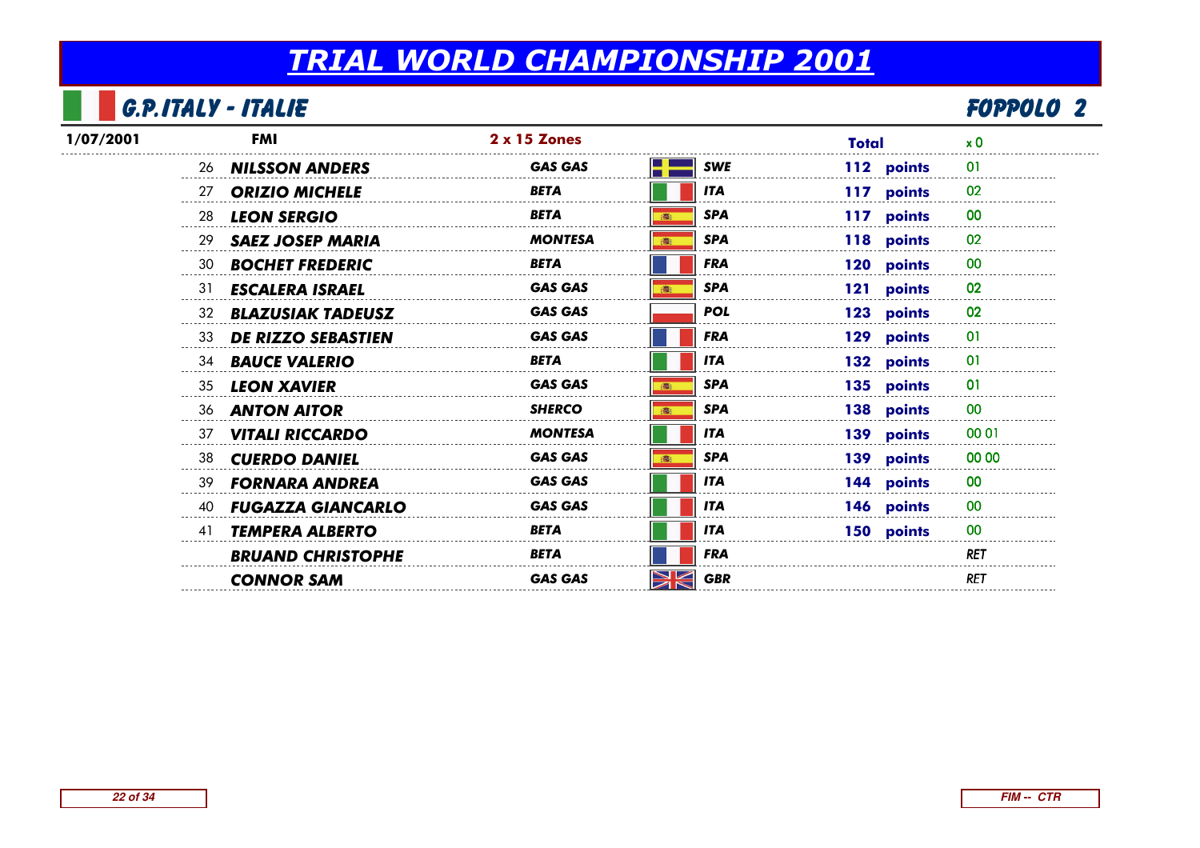# TRIAL WORLD CHAMPIONSHIP 2001

## G.P.ITALY - ITALIE

## FOPPOLO 2

| 1/07/2001 | FMI | 2 x 15 Zones | | Total | x 0 |
|---|---|---|---|---|---|
| 26 | NILSSON ANDERS | GAS GAS | SWE | 112 points | 01 |
| 27 | ORIZIO MICHELE | BETA | ITA | 117 points | 02 |
| 28 | LEON SERGIO | BETA | SPA | 117 points | 00 |
| 29 | SAEZ JOSEP MARIA | MONTESA | SPA | 118 points | 02 |
| 30 | BOCHET FREDERIC | BETA | FRA | 120 points | 00 |
| 31 | ESCALERA ISRAEL | GAS GAS | SPA | 121 points | 02 |
| 32 | BLAZUSIAK TADEUSZ | GAS GAS | POL | 123 points | 02 |
| 33 | DE RIZZO SEBASTIEN | GAS GAS | FRA | 129 points | 01 |
| 34 | BAUCE VALERIO | BETA | ITA | 132 points | 01 |
| 35 | LEON XAVIER | GAS GAS | SPA | 135 points | 01 |
| 36 | ANTON AITOR | SHERCO | SPA | 138 points | 00 |
| 37 | VITALI RICCARDO | MONTESA | ITA | 139 points | 00 01 |
| 38 | CUERDO DANIEL | GAS GAS | SPA | 139 points | 00 00 |
| 39 | FORNARA ANDREA | GAS GAS | ITA | 144 points | 00 |
| 40 | FUGAZZA GIANCARLO | GAS GAS | ITA | 146 points | 00 |
| 41 | TEMPERA ALBERTO | BETA | ITA | 150 points | 00 |
| | BRUAND CHRISTOPHE | BETA | FRA | | RET |
| | CONNOR SAM | GAS GAS | GBR | | RET |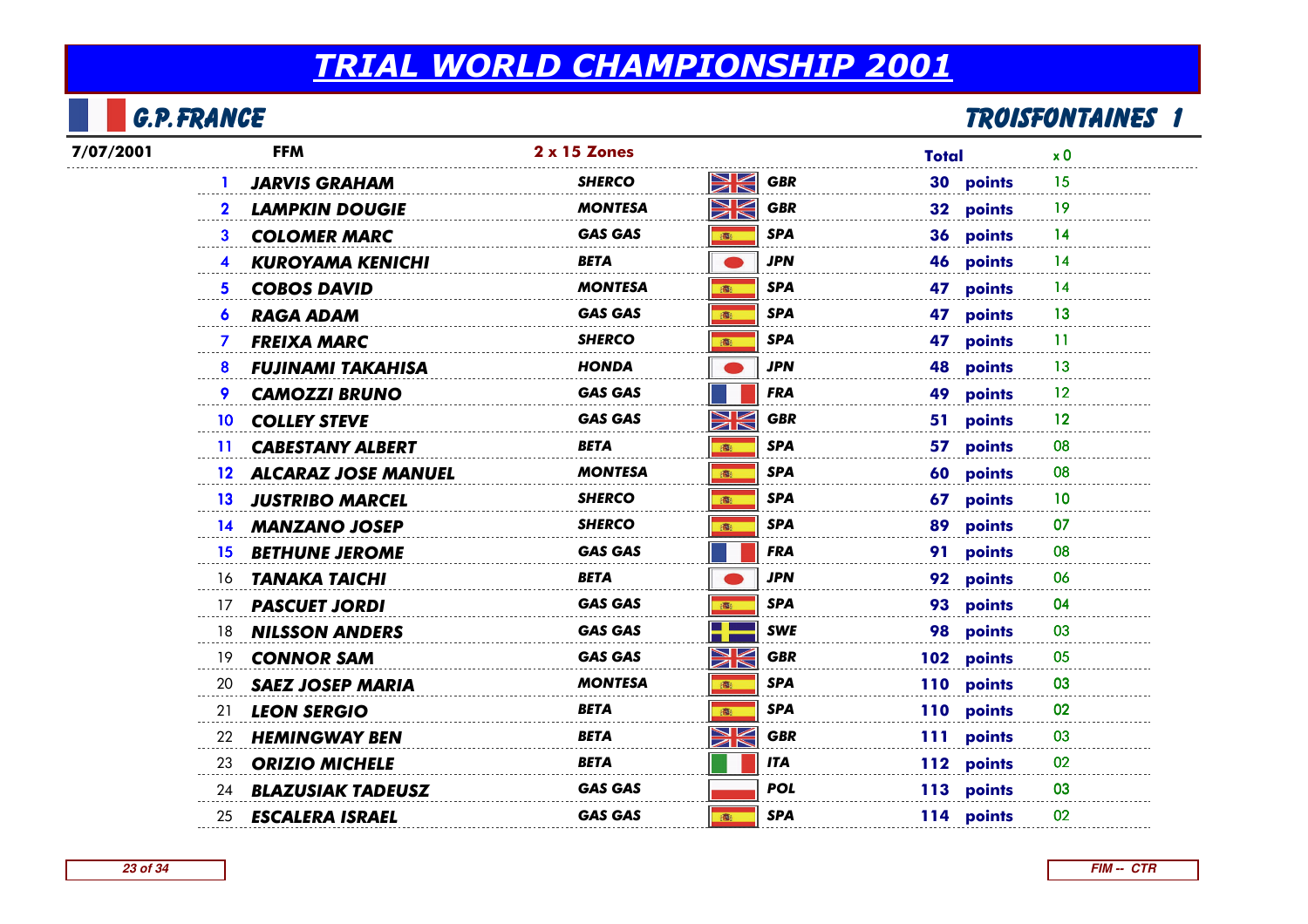# TRIAL WORLD CHAMPIONSHIP 2001

## G.P. FRANCE — TROISFONTAINES 1

7/07/2001 — FFM — 2 x 15 Zones

| | Rider | Make | Nation | Total | | x 0 |
|---|---|---|---|---|---|---|
| 1 | JARVIS GRAHAM | SHERCO | GBR | 30 | points | 15 |
| 2 | LAMPKIN DOUGIE | MONTESA | GBR | 32 | points | 19 |
| 3 | COLOMER MARC | GAS GAS | SPA | 36 | points | 14 |
| 4 | KUROYAMA KENICHI | BETA | JPN | 46 | points | 14 |
| 5 | COBOS DAVID | MONTESA | SPA | 47 | points | 14 |
| 6 | RAGA ADAM | GAS GAS | SPA | 47 | points | 13 |
| 7 | FREIXA MARC | SHERCO | SPA | 47 | points | 11 |
| 8 | FUJINAMI TAKAHISA | HONDA | JPN | 48 | points | 13 |
| 9 | CAMOZZI BRUNO | GAS GAS | FRA | 49 | points | 12 |
| 10 | COLLEY STEVE | GAS GAS | GBR | 51 | points | 12 |
| 11 | CABESTANY ALBERT | BETA | SPA | 57 | points | 08 |
| 12 | ALCARAZ JOSE MANUEL | MONTESA | SPA | 60 | points | 08 |
| 13 | JUSTRIBO MARCEL | SHERCO | SPA | 67 | points | 10 |
| 14 | MANZANO JOSEP | SHERCO | SPA | 89 | points | 07 |
| 15 | BETHUNE JEROME | GAS GAS | FRA | 91 | points | 08 |
| 16 | TANAKA TAICHI | BETA | JPN | 92 | points | 06 |
| 17 | PASCUET JORDI | GAS GAS | SPA | 93 | points | 04 |
| 18 | NILSSON ANDERS | GAS GAS | SWE | 98 | points | 03 |
| 19 | CONNOR SAM | GAS GAS | GBR | 102 | points | 05 |
| 20 | SAEZ JOSEP MARIA | MONTESA | SPA | 110 | points | 03 |
| 21 | LEON SERGIO | BETA | SPA | 110 | points | 02 |
| 22 | HEMINGWAY BEN | BETA | GBR | 111 | points | 03 |
| 23 | ORIZIO MICHELE | BETA | ITA | 112 | points | 02 |
| 24 | BLAZUSIAK TADEUSZ | GAS GAS | POL | 113 | points | 03 |
| 25 | ESCALERA ISRAEL | GAS GAS | SPA | 114 | points | 02 |

FIM -- CTR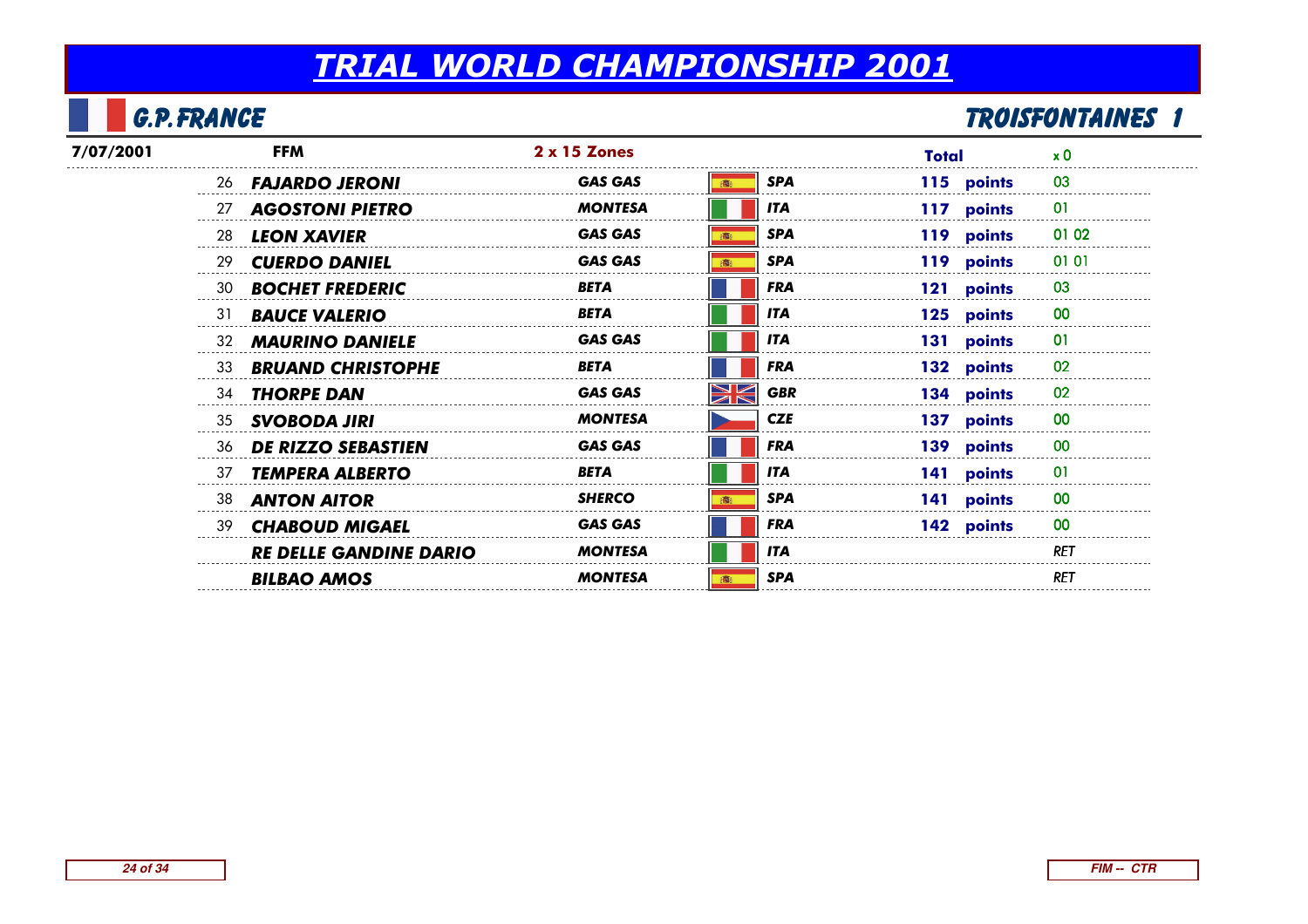# TRIAL WORLD CHAMPIONSHIP 2001

## G.P. FRANCE

## TROISFONTAINES 1

| 7/07/2001 | FFM | | 2 x 15 Zones | | Total | x 0 |
|---|---|---|---|---|---|---|
| 26 | FAJARDO JERONI | GAS GAS | SPA | | 115 points | 03 |
| 27 | AGOSTONI PIETRO | MONTESA | ITA | | 117 points | 01 |
| 28 | LEON XAVIER | GAS GAS | SPA | | 119 points | 01 02 |
| 29 | CUERDO DANIEL | GAS GAS | SPA | | 119 points | 01 01 |
| 30 | BOCHET FREDERIC | BETA | FRA | | 121 points | 03 |
| 31 | BAUCE VALERIO | BETA | ITA | | 125 points | 00 |
| 32 | MAURINO DANIELE | GAS GAS | ITA | | 131 points | 01 |
| 33 | BRUAND CHRISTOPHE | BETA | FRA | | 132 points | 02 |
| 34 | THORPE DAN | GAS GAS | GBR | | 134 points | 02 |
| 35 | SVOBODA JIRI | MONTESA | CZE | | 137 points | 00 |
| 36 | DE RIZZO SEBASTIEN | GAS GAS | FRA | | 139 points | 00 |
| 37 | TEMPERA ALBERTO | BETA | ITA | | 141 points | 01 |
| 38 | ANTON AITOR | SHERCO | SPA | | 141 points | 00 |
| 39 | CHABOUD MIGAEL | GAS GAS | FRA | | 142 points | 00 |
| | RE DELLE GANDINE DARIO | MONTESA | ITA | | | RET |
| | BILBAO AMOS | MONTESA | SPA | | | RET |

FIM -- CTR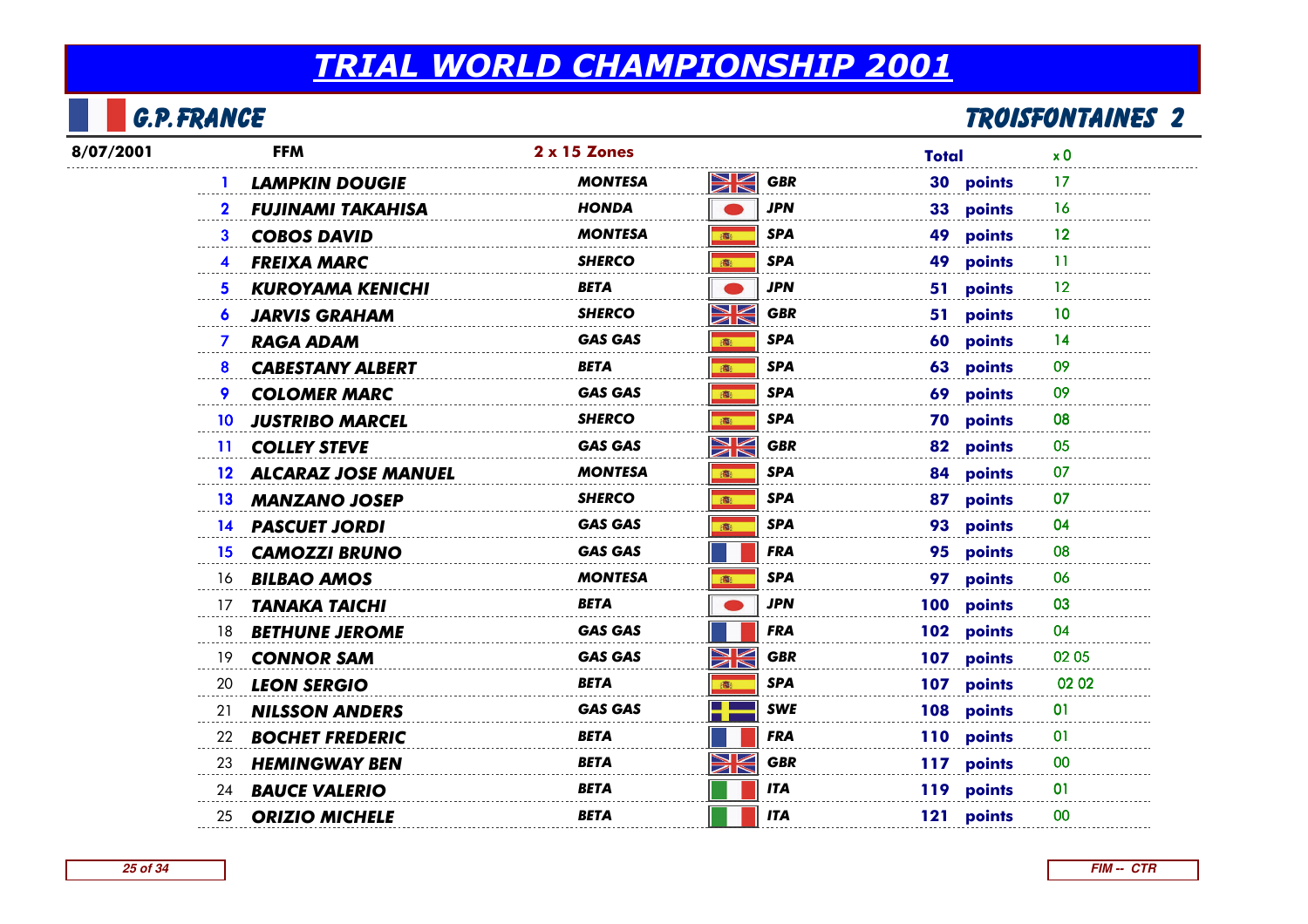# TRIAL WORLD CHAMPIONSHIP 2001

## G.P. FRANCE — TROISFONTAINES 2

| 8/07/2001 | FFM | 2 x 15 Zones | | Total | | x 0 |
|---|---|---|---|---|---|---|
| 1 | LAMPKIN DOUGIE | MONTESA | GBR | 30 | points | 17 |
| 2 | FUJINAMI TAKAHISA | HONDA | JPN | 33 | points | 16 |
| 3 | COBOS DAVID | MONTESA | SPA | 49 | points | 12 |
| 4 | FREIXA MARC | SHERCO | SPA | 49 | points | 11 |
| 5 | KUROYAMA KENICHI | BETA | JPN | 51 | points | 12 |
| 6 | JARVIS GRAHAM | SHERCO | GBR | 51 | points | 10 |
| 7 | RAGA ADAM | GAS GAS | SPA | 60 | points | 14 |
| 8 | CABESTANY ALBERT | BETA | SPA | 63 | points | 09 |
| 9 | COLOMER MARC | GAS GAS | SPA | 69 | points | 09 |
| 10 | JUSTRIBO MARCEL | SHERCO | SPA | 70 | points | 08 |
| 11 | COLLEY STEVE | GAS GAS | GBR | 82 | points | 05 |
| 12 | ALCARAZ JOSE MANUEL | MONTESA | SPA | 84 | points | 07 |
| 13 | MANZANO JOSEP | SHERCO | SPA | 87 | points | 07 |
| 14 | PASCUET JORDI | GAS GAS | SPA | 93 | points | 04 |
| 15 | CAMOZZI BRUNO | GAS GAS | FRA | 95 | points | 08 |
| 16 | BILBAO AMOS | MONTESA | SPA | 97 | points | 06 |
| 17 | TANAKA TAICHI | BETA | JPN | 100 | points | 03 |
| 18 | BETHUNE JEROME | GAS GAS | FRA | 102 | points | 04 |
| 19 | CONNOR SAM | GAS GAS | GBR | 107 | points | 02 05 |
| 20 | LEON SERGIO | BETA | SPA | 107 | points | 02 02 |
| 21 | NILSSON ANDERS | GAS GAS | SWE | 108 | points | 01 |
| 22 | BOCHET FREDERIC | BETA | FRA | 110 | points | 01 |
| 23 | HEMINGWAY BEN | BETA | GBR | 117 | points | 00 |
| 24 | BAUCE VALERIO | BETA | ITA | 119 | points | 01 |
| 25 | ORIZIO MICHELE | BETA | ITA | 121 | points | 00 |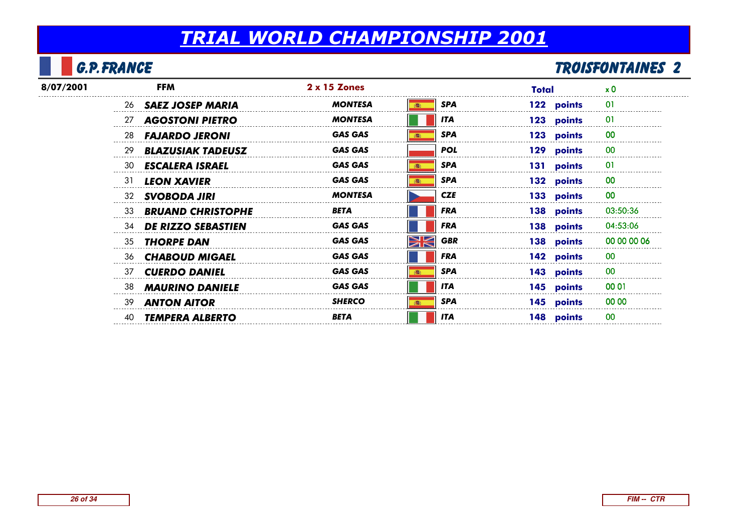# TRIAL WORLD CHAMPIONSHIP 2001

## G.P. FRANCE — TROISFONTAINES 2

| 8/07/2001 | FFM | | 2 x 15 Zones | | Total | x 0 |
|---|---|---|---|---|---|---|
| 26 | SAEZ JOSEP MARIA | MONTESA | | SPA | 122 points | 01 |
| 27 | AGOSTONI PIETRO | MONTESA | | ITA | 123 points | 01 |
| 28 | FAJARDO JERONI | GAS GAS | | SPA | 123 points | 00 |
| 29 | BLAZUSIAK TADEUSZ | GAS GAS | | POL | 129 points | 00 |
| 30 | ESCALERA ISRAEL | GAS GAS | | SPA | 131 points | 01 |
| 31 | LEON XAVIER | GAS GAS | | SPA | 132 points | 00 |
| 32 | SVOBODA JIRI | MONTESA | | CZE | 133 points | 00 |
| 33 | BRUAND CHRISTOPHE | BETA | | FRA | 138 points | 03:50:36 |
| 34 | DE RIZZO SEBASTIEN | GAS GAS | | FRA | 138 points | 04:53:06 |
| 35 | THORPE DAN | GAS GAS | | GBR | 138 points | 00 00 00 06 |
| 36 | CHABOUD MIGAEL | GAS GAS | | FRA | 142 points | 00 |
| 37 | CUERDO DANIEL | GAS GAS | | SPA | 143 points | 00 |
| 38 | MAURINO DANIELE | GAS GAS | | ITA | 145 points | 00 01 |
| 39 | ANTON AITOR | SHERCO | | SPA | 145 points | 00 00 |
| 40 | TEMPERA ALBERTO | BETA | | ITA | 148 points | 00 |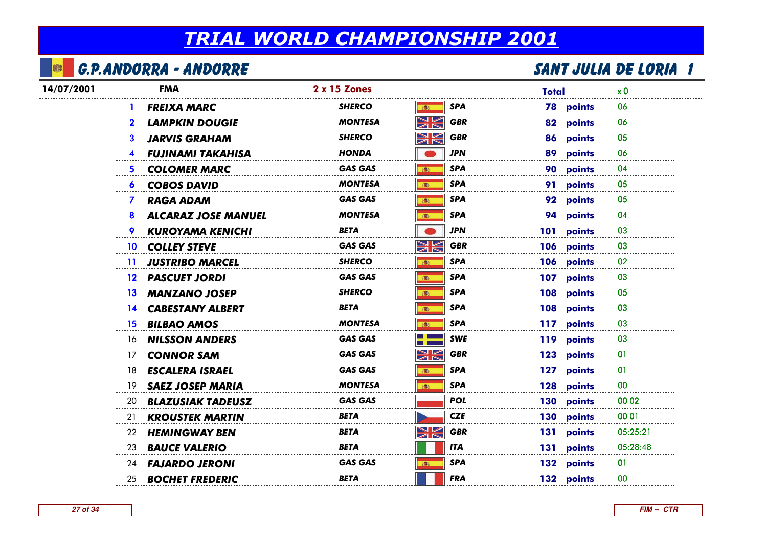# TRIAL WORLD CHAMPIONSHIP 2001

## G.P.ANDORRA - ANDORRE

## SANT JULIA DE LORIA 1

| 14/07/2001 | FMA | 2 x 15 Zones | | Total | | x 0 |
|---|---|---|---|---|---|---|
| 1 | FREIXA MARC | SHERCO | SPA | 78 | points | 06 |
| 2 | LAMPKIN DOUGIE | MONTESA | GBR | 82 | points | 06 |
| 3 | JARVIS GRAHAM | SHERCO | GBR | 86 | points | 05 |
| 4 | FUJINAMI TAKAHISA | HONDA | JPN | 89 | points | 06 |
| 5 | COLOMER MARC | GAS GAS | SPA | 90 | points | 04 |
| 6 | COBOS DAVID | MONTESA | SPA | 91 | points | 05 |
| 7 | RAGA ADAM | GAS GAS | SPA | 92 | points | 05 |
| 8 | ALCARAZ JOSE MANUEL | MONTESA | SPA | 94 | points | 04 |
| 9 | KUROYAMA KENICHI | BETA | JPN | 101 | points | 03 |
| 10 | COLLEY STEVE | GAS GAS | GBR | 106 | points | 03 |
| 11 | JUSTRIBO MARCEL | SHERCO | SPA | 106 | points | 02 |
| 12 | PASCUET JORDI | GAS GAS | SPA | 107 | points | 03 |
| 13 | MANZANO JOSEP | SHERCO | SPA | 108 | points | 05 |
| 14 | CABESTANY ALBERT | BETA | SPA | 108 | points | 03 |
| 15 | BILBAO AMOS | MONTESA | SPA | 117 | points | 03 |
| 16 | NILSSON ANDERS | GAS GAS | SWE | 119 | points | 03 |
| 17 | CONNOR SAM | GAS GAS | GBR | 123 | points | 01 |
| 18 | ESCALERA ISRAEL | GAS GAS | SPA | 127 | points | 01 |
| 19 | SAEZ JOSEP MARIA | MONTESA | SPA | 128 | points | 00 |
| 20 | BLAZUSIAK TADEUSZ | GAS GAS | POL | 130 | points | 00 02 |
| 21 | KROUSTEK MARTIN | BETA | CZE | 130 | points | 00 01 |
| 22 | HEMINGWAY BEN | BETA | GBR | 131 | points | 05:25:21 |
| 23 | BAUCE VALERIO | BETA | ITA | 131 | points | 05:28:48 |
| 24 | FAJARDO JERONI | GAS GAS | SPA | 132 | points | 01 |
| 25 | BOCHET FREDERIC | BETA | FRA | 132 | points | 00 |

FIM -- CTR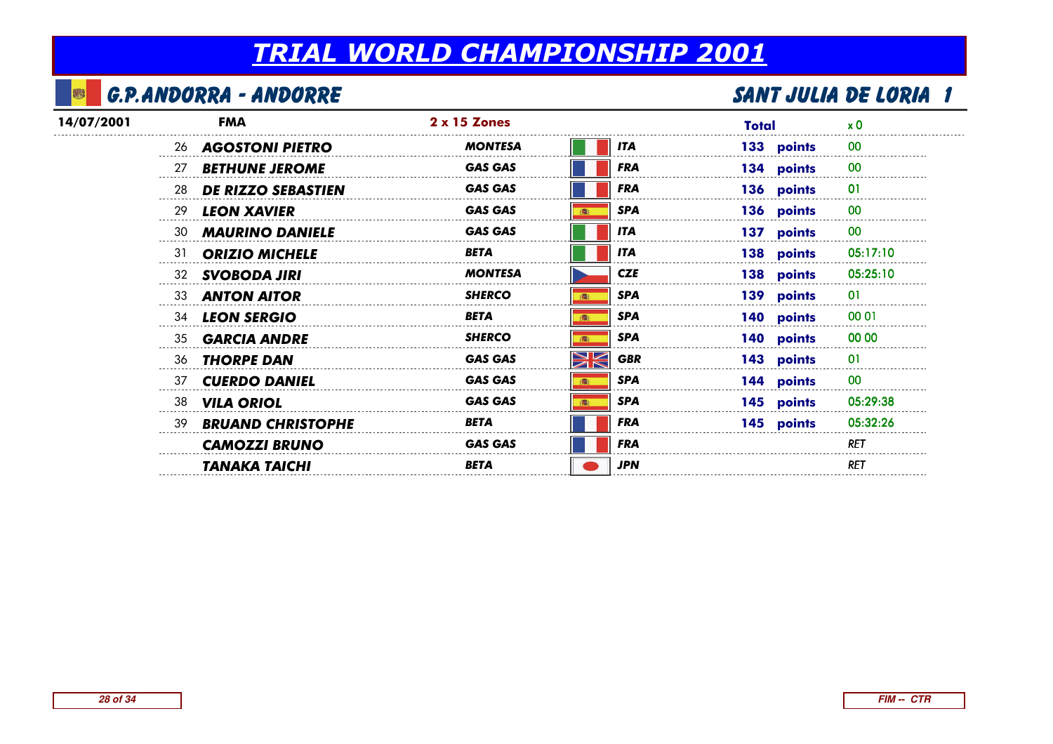# TRIAL WORLD CHAMPIONSHIP 2001

## G.P.ANDORRA - ANDORRE

## SANT JULIA DE LORIA 1

| 14/07/2001 | FMA | 2 x 15 Zones | | Total | | x 0 |
|---|---|---|---|---|---|---|
| 26 | AGOSTONI PIETRO | MONTESA | ITA | 133 | points | 00 |
| 27 | BETHUNE JEROME | GAS GAS | FRA | 134 | points | 00 |
| 28 | DE RIZZO SEBASTIEN | GAS GAS | FRA | 136 | points | 01 |
| 29 | LEON XAVIER | GAS GAS | SPA | 136 | points | 00 |
| 30 | MAURINO DANIELE | GAS GAS | ITA | 137 | points | 00 |
| 31 | ORIZIO MICHELE | BETA | ITA | 138 | points | 05:17:10 |
| 32 | SVOBODA JIRI | MONTESA | CZE | 138 | points | 05:25:10 |
| 33 | ANTON AITOR | SHERCO | SPA | 139 | points | 01 |
| 34 | LEON SERGIO | BETA | SPA | 140 | points | 00 01 |
| 35 | GARCIA ANDRE | SHERCO | SPA | 140 | points | 00 00 |
| 36 | THORPE DAN | GAS GAS | GBR | 143 | points | 01 |
| 37 | CUERDO DANIEL | GAS GAS | SPA | 144 | points | 00 |
| 38 | VILA ORIOL | GAS GAS | SPA | 145 | points | 05:29:38 |
| 39 | BRUAND CHRISTOPHE | BETA | FRA | 145 | points | 05:32:26 |
| | CAMOZZI BRUNO | GAS GAS | FRA | | | RET |
| | TANAKA TAICHI | BETA | JPN | | | RET |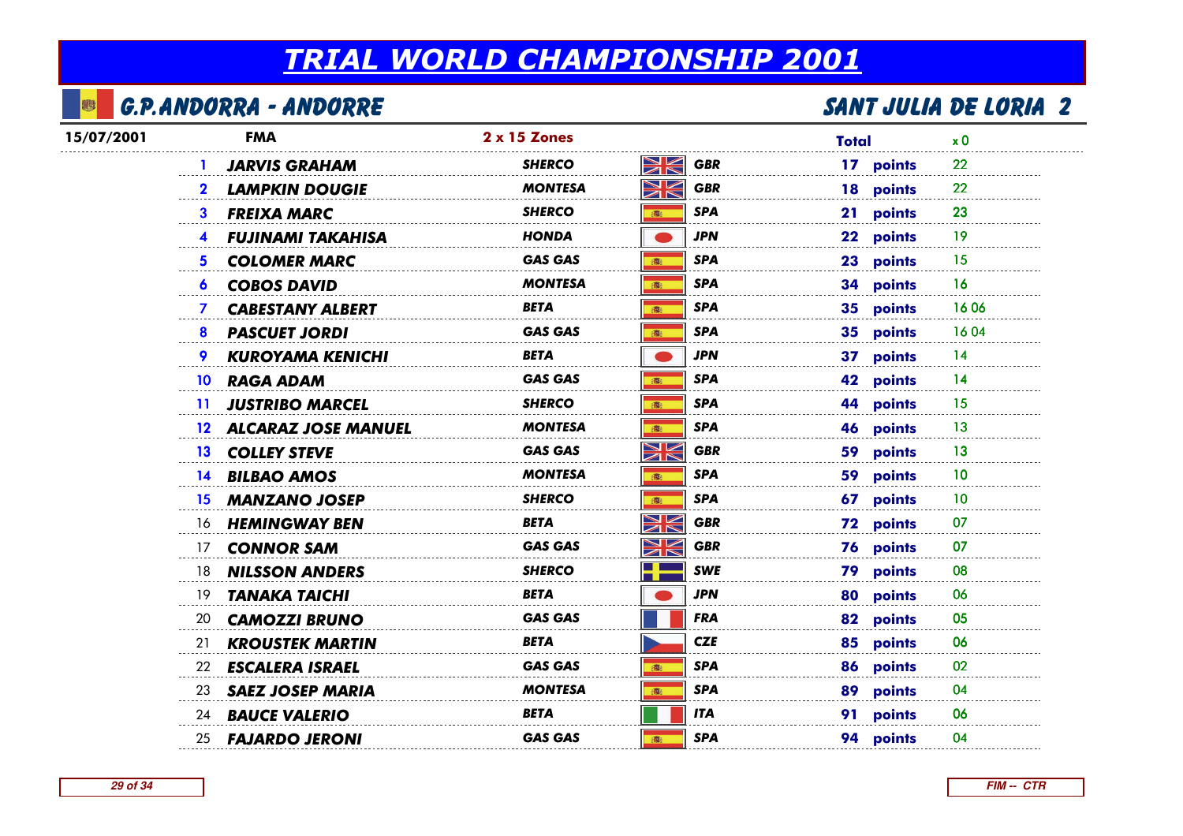# TRIAL WORLD CHAMPIONSHIP 2001

## G.P.ANDORRA - ANDORRE

## SANT JULIA DE LORIA 2

| 15/07/2001 | FMA | | 2 x 15 Zones | | Total | | x 0 |
|---|---|---|---|---|---|---|---|
| 1 | JARVIS GRAHAM | SHERCO | | GBR | 17 | points | 22 |
| 2 | LAMPKIN DOUGIE | MONTESA | | GBR | 18 | points | 22 |
| 3 | FREIXA MARC | SHERCO | | SPA | 21 | points | 23 |
| 4 | FUJINAMI TAKAHISA | HONDA | | JPN | 22 | points | 19 |
| 5 | COLOMER MARC | GAS GAS | | SPA | 23 | points | 15 |
| 6 | COBOS DAVID | MONTESA | | SPA | 34 | points | 16 |
| 7 | CABESTANY ALBERT | BETA | | SPA | 35 | points | 16 06 |
| 8 | PASCUET JORDI | GAS GAS | | SPA | 35 | points | 16 04 |
| 9 | KUROYAMA KENICHI | BETA | | JPN | 37 | points | 14 |
| 10 | RAGA ADAM | GAS GAS | | SPA | 42 | points | 14 |
| 11 | JUSTRIBO MARCEL | SHERCO | | SPA | 44 | points | 15 |
| 12 | ALCARAZ JOSE MANUEL | MONTESA | | SPA | 46 | points | 13 |
| 13 | COLLEY STEVE | GAS GAS | | GBR | 59 | points | 13 |
| 14 | BILBAO AMOS | MONTESA | | SPA | 59 | points | 10 |
| 15 | MANZANO JOSEP | SHERCO | | SPA | 67 | points | 10 |
| 16 | HEMINGWAY BEN | BETA | | GBR | 72 | points | 07 |
| 17 | CONNOR SAM | GAS GAS | | GBR | 76 | points | 07 |
| 18 | NILSSON ANDERS | SHERCO | | SWE | 79 | points | 08 |
| 19 | TANAKA TAICHI | BETA | | JPN | 80 | points | 06 |
| 20 | CAMOZZI BRUNO | GAS GAS | | FRA | 82 | points | 05 |
| 21 | KROUSTEK MARTIN | BETA | | CZE | 85 | points | 06 |
| 22 | ESCALERA ISRAEL | GAS GAS | | SPA | 86 | points | 02 |
| 23 | SAEZ JOSEP MARIA | MONTESA | | SPA | 89 | points | 04 |
| 24 | BAUCE VALERIO | BETA | | ITA | 91 | points | 06 |
| 25 | FAJARDO JERONI | GAS GAS | | SPA | 94 | points | 04 |

FIM -- CTR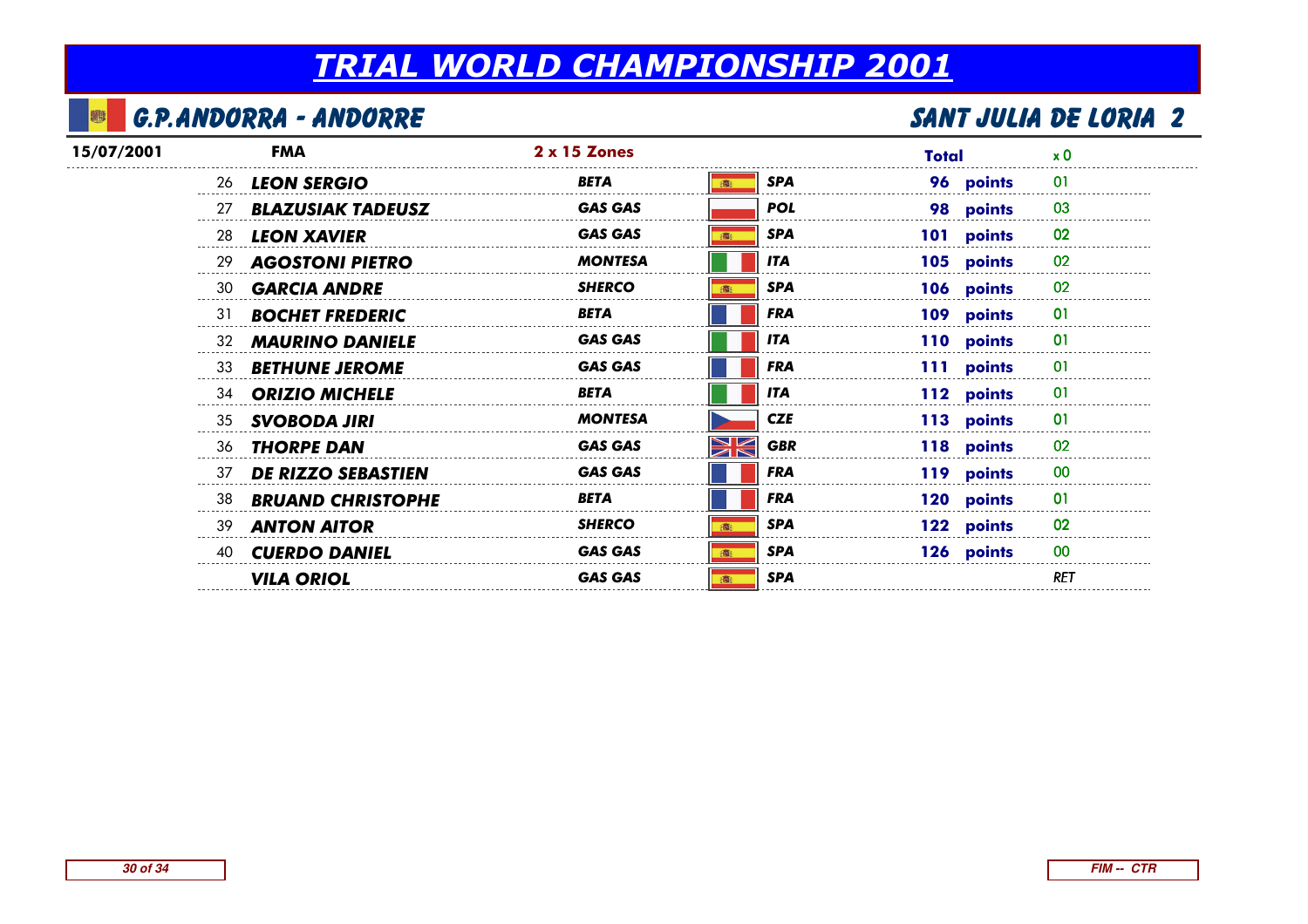# TRIAL WORLD CHAMPIONSHIP 2001

## G.P.ANDORRA - ANDORRE

## SANT JULIA DE LORIA 2

| 15/07/2001 | FMA | 2 x 15 Zones | | Total | x 0 |
|---|---|---|---|---|---|
| 26 | LEON SERGIO | BETA | SPA | 96 points | 01 |
| 27 | BLAZUSIAK TADEUSZ | GAS GAS | POL | 98 points | 03 |
| 28 | LEON XAVIER | GAS GAS | SPA | 101 points | 02 |
| 29 | AGOSTONI PIETRO | MONTESA | ITA | 105 points | 02 |
| 30 | GARCIA ANDRE | SHERCO | SPA | 106 points | 02 |
| 31 | BOCHET FREDERIC | BETA | FRA | 109 points | 01 |
| 32 | MAURINO DANIELE | GAS GAS | ITA | 110 points | 01 |
| 33 | BETHUNE JEROME | GAS GAS | FRA | 111 points | 01 |
| 34 | ORIZIO MICHELE | BETA | ITA | 112 points | 01 |
| 35 | SVOBODA JIRI | MONTESA | CZE | 113 points | 01 |
| 36 | THORPE DAN | GAS GAS | GBR | 118 points | 02 |
| 37 | DE RIZZO SEBASTIEN | GAS GAS | FRA | 119 points | 00 |
| 38 | BRUAND CHRISTOPHE | BETA | FRA | 120 points | 01 |
| 39 | ANTON AITOR | SHERCO | SPA | 122 points | 02 |
| 40 | CUERDO DANIEL | GAS GAS | SPA | 126 points | 00 |
| | VILA ORIOL | GAS GAS | SPA | | RET |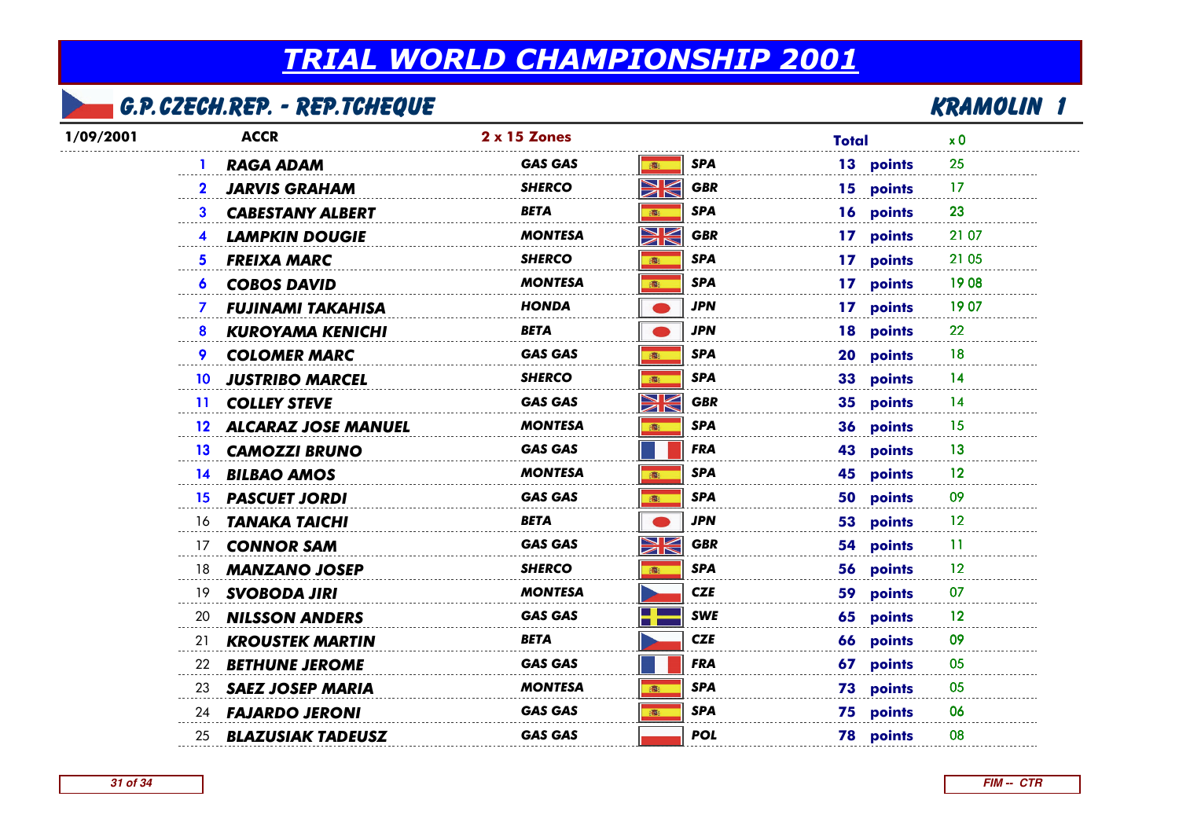# TRIAL WORLD CHAMPIONSHIP 2001

## G.P. CZECH.REP. - REP.TCHEQUE

## KRAMOLIN 1

| 1/09/2001 | ACCR | 2 x 15 Zones | | Total | x 0 |
|---|---|---|---|---|---|
| 1 | RAGA ADAM | GAS GAS | SPA | 13 points | 25 |
| 2 | JARVIS GRAHAM | SHERCO | GBR | 15 points | 17 |
| 3 | CABESTANY ALBERT | BETA | SPA | 16 points | 23 |
| 4 | LAMPKIN DOUGIE | MONTESA | GBR | 17 points | 21 07 |
| 5 | FREIXA MARC | SHERCO | SPA | 17 points | 21 05 |
| 6 | COBOS DAVID | MONTESA | SPA | 17 points | 19 08 |
| 7 | FUJINAMI TAKAHISA | HONDA | JPN | 17 points | 19 07 |
| 8 | KUROYAMA KENICHI | BETA | JPN | 18 points | 22 |
| 9 | COLOMER MARC | GAS GAS | SPA | 20 points | 18 |
| 10 | JUSTRIBO MARCEL | SHERCO | SPA | 33 points | 14 |
| 11 | COLLEY STEVE | GAS GAS | GBR | 35 points | 14 |
| 12 | ALCARAZ JOSE MANUEL | MONTESA | SPA | 36 points | 15 |
| 13 | CAMOZZI BRUNO | GAS GAS | FRA | 43 points | 13 |
| 14 | BILBAO AMOS | MONTESA | SPA | 45 points | 12 |
| 15 | PASCUET JORDI | GAS GAS | SPA | 50 points | 09 |
| 16 | TANAKA TAICHI | BETA | JPN | 53 points | 12 |
| 17 | CONNOR SAM | GAS GAS | GBR | 54 points | 11 |
| 18 | MANZANO JOSEP | SHERCO | SPA | 56 points | 12 |
| 19 | SVOBODA JIRI | MONTESA | CZE | 59 points | 07 |
| 20 | NILSSON ANDERS | GAS GAS | SWE | 65 points | 12 |
| 21 | KROUSTEK MARTIN | BETA | CZE | 66 points | 09 |
| 22 | BETHUNE JEROME | GAS GAS | FRA | 67 points | 05 |
| 23 | SAEZ JOSEP MARIA | MONTESA | SPA | 73 points | 05 |
| 24 | FAJARDO JERONI | GAS GAS | SPA | 75 points | 06 |
| 25 | BLAZUSIAK TADEUSZ | GAS GAS | POL | 78 points | 08 |

FIM -- CTR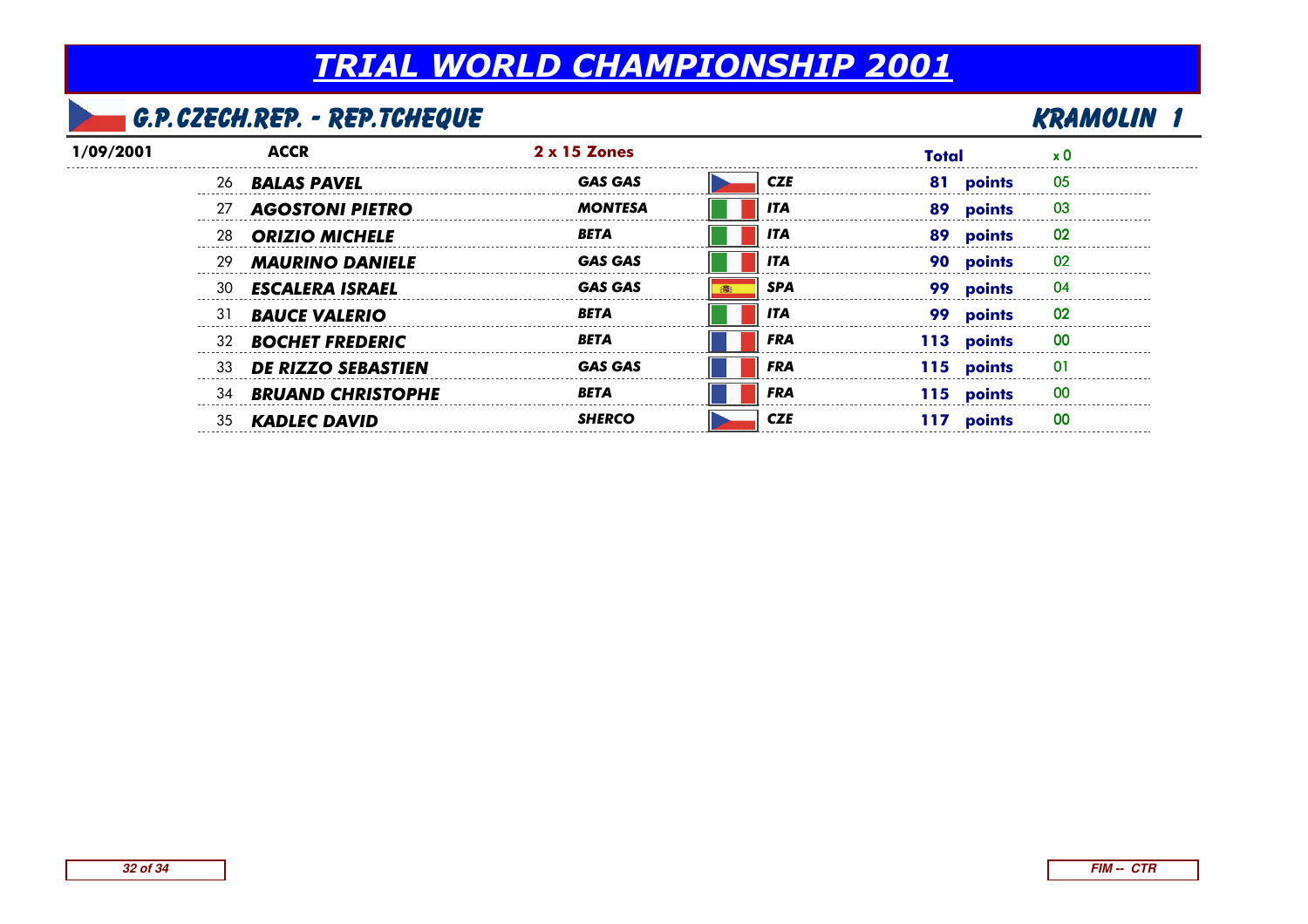# TRIAL WORLD CHAMPIONSHIP 2001

## G.P. CZECH.REP. - REP.TCHEQUE

## KRAMOLIN 1

| 1/09/2001 | ACCR | 2 x 15 Zones | | Total | | x 0 |
|---|---|---|---|---|---|---|
| 26 | BALAS PAVEL | GAS GAS | CZE | 81 | points | 05 |
| 27 | AGOSTONI PIETRO | MONTESA | ITA | 89 | points | 03 |
| 28 | ORIZIO MICHELE | BETA | ITA | 89 | points | 02 |
| 29 | MAURINO DANIELE | GAS GAS | ITA | 90 | points | 02 |
| 30 | ESCALERA ISRAEL | GAS GAS | SPA | 99 | points | 04 |
| 31 | BAUCE VALERIO | BETA | ITA | 99 | points | 02 |
| 32 | BOCHET FREDERIC | BETA | FRA | 113 | points | 00 |
| 33 | DE RIZZO SEBASTIEN | GAS GAS | FRA | 115 | points | 01 |
| 34 | BRUAND CHRISTOPHE | BETA | FRA | 115 | points | 00 |
| 35 | KADLEC DAVID | SHERCO | CZE | 117 | points | 00 |

FIM -- CTR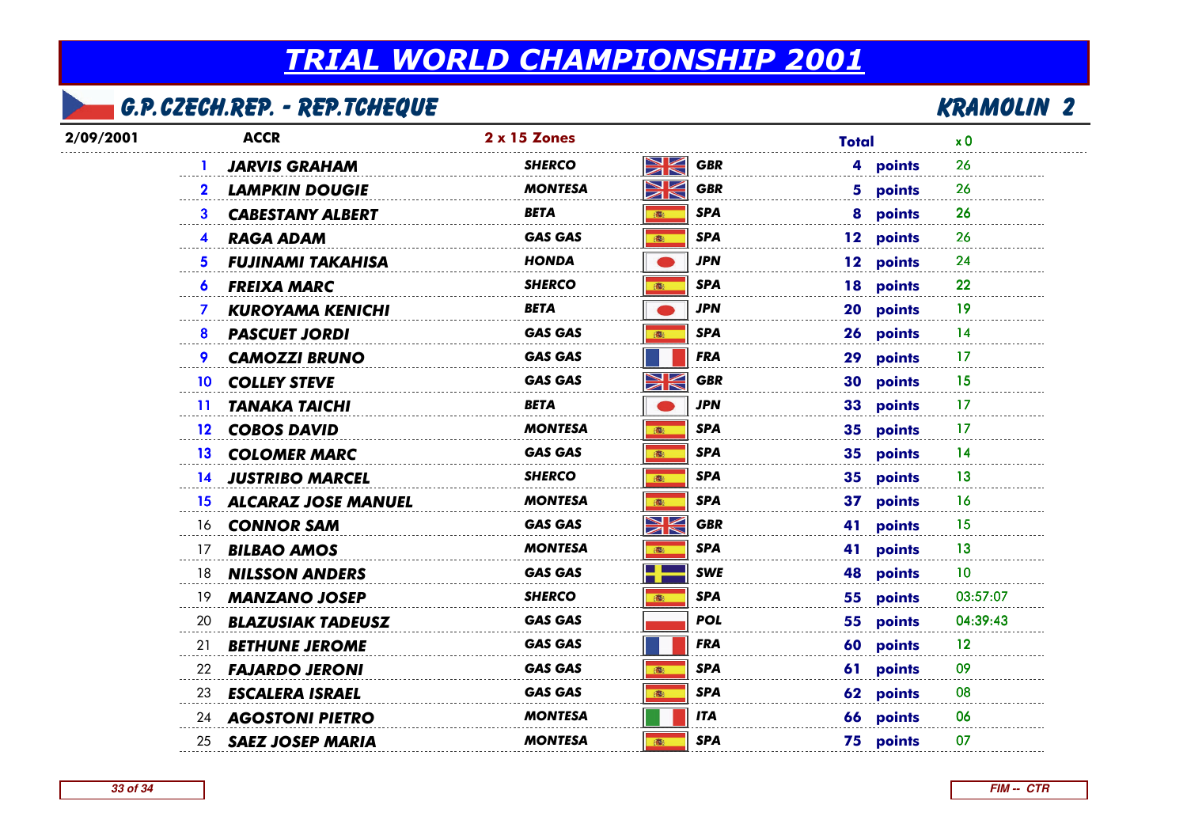# TRIAL WORLD CHAMPIONSHIP 2001

## G.P. CZECH.REP. - REP.TCHEQUE

## KRAMOLIN 2

| 2/09/2001 | ACCR | 2 x 15 Zones | | Total | | x 0 |
|---|---|---|---|---|---|---|
| 1 | JARVIS GRAHAM | SHERCO | GBR | 4 | points | 26 |
| 2 | LAMPKIN DOUGIE | MONTESA | GBR | 5 | points | 26 |
| 3 | CABESTANY ALBERT | BETA | SPA | 8 | points | 26 |
| 4 | RAGA ADAM | GAS GAS | SPA | 12 | points | 26 |
| 5 | FUJINAMI TAKAHISA | HONDA | JPN | 12 | points | 24 |
| 6 | FREIXA MARC | SHERCO | SPA | 18 | points | 22 |
| 7 | KUROYAMA KENICHI | BETA | JPN | 20 | points | 19 |
| 8 | PASCUET JORDI | GAS GAS | SPA | 26 | points | 14 |
| 9 | CAMOZZI BRUNO | GAS GAS | FRA | 29 | points | 17 |
| 10 | COLLEY STEVE | GAS GAS | GBR | 30 | points | 15 |
| 11 | TANAKA TAICHI | BETA | JPN | 33 | points | 17 |
| 12 | COBOS DAVID | MONTESA | SPA | 35 | points | 17 |
| 13 | COLOMER MARC | GAS GAS | SPA | 35 | points | 14 |
| 14 | JUSTRIBO MARCEL | SHERCO | SPA | 35 | points | 13 |
| 15 | ALCARAZ JOSE MANUEL | MONTESA | SPA | 37 | points | 16 |
| 16 | CONNOR SAM | GAS GAS | GBR | 41 | points | 15 |
| 17 | BILBAO AMOS | MONTESA | SPA | 41 | points | 13 |
| 18 | NILSSON ANDERS | GAS GAS | SWE | 48 | points | 10 |
| 19 | MANZANO JOSEP | SHERCO | SPA | 55 | points | 03:57:07 |
| 20 | BLAZUSIAK TADEUSZ | GAS GAS | POL | 55 | points | 04:39:43 |
| 21 | BETHUNE JEROME | GAS GAS | FRA | 60 | points | 12 |
| 22 | FAJARDO JERONI | GAS GAS | SPA | 61 | points | 09 |
| 23 | ESCALERA ISRAEL | GAS GAS | SPA | 62 | points | 08 |
| 24 | AGOSTONI PIETRO | MONTESA | ITA | 66 | points | 06 |
| 25 | SAEZ JOSEP MARIA | MONTESA | SPA | 75 | points | 07 |

FIM -- CTR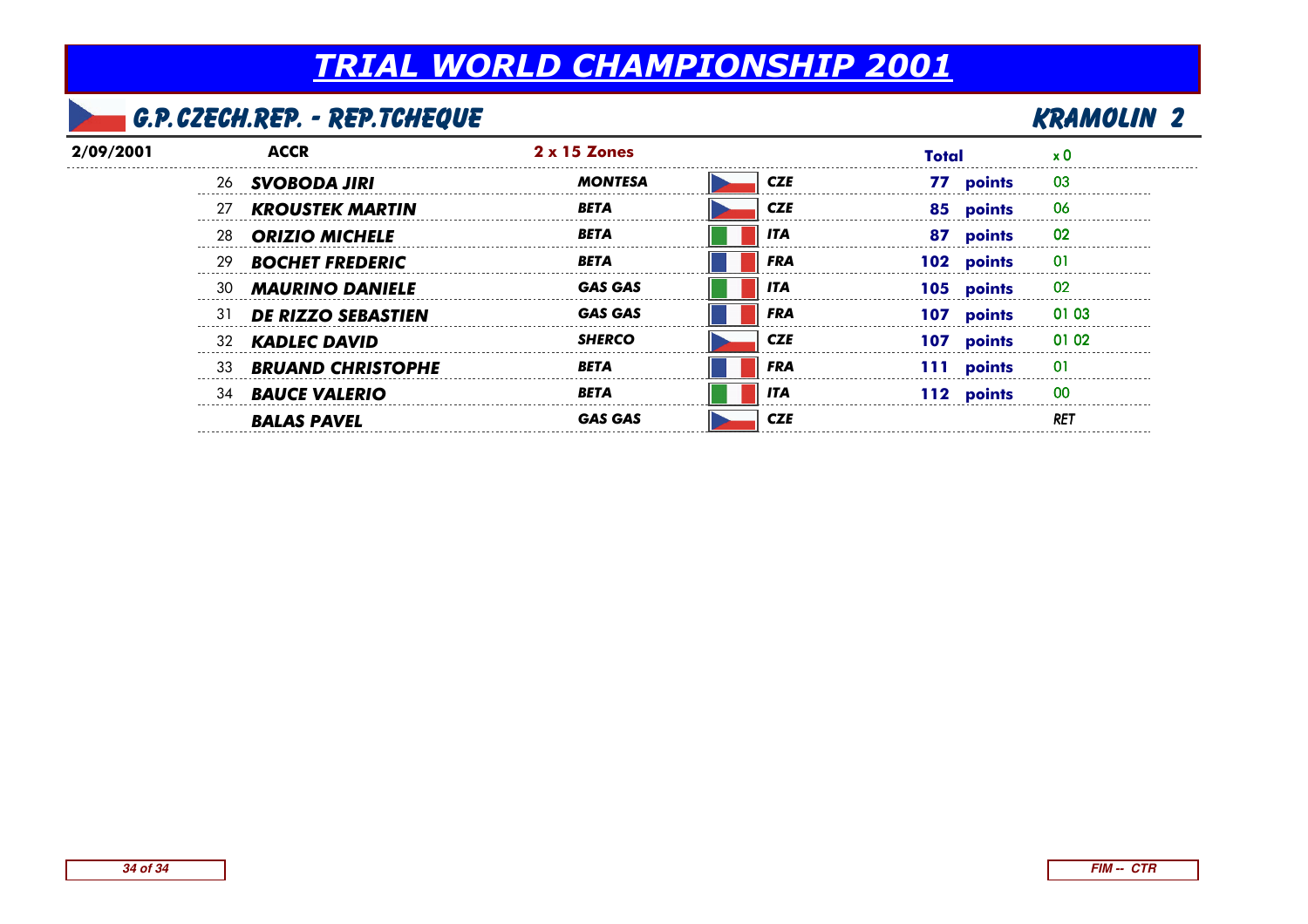# TRIAL WORLD CHAMPIONSHIP 2001

## G.P. CZECH.REP. - REP.TCHEQUE

## KRAMOLIN 2

| 2/09/2001 | ACCR | 2 x 15 Zones | | Total | x 0 |
|---|---|---|---|---|---|
| 26 | SVOBODA JIRI | MONTESA | CZE | 77 points | 03 |
| 27 | KROUSTEK MARTIN | BETA | CZE | 85 points | 06 |
| 28 | ORIZIO MICHELE | BETA | ITA | 87 points | 02 |
| 29 | BOCHET FREDERIC | BETA | FRA | 102 points | 01 |
| 30 | MAURINO DANIELE | GAS GAS | ITA | 105 points | 02 |
| 31 | DE RIZZO SEBASTIEN | GAS GAS | FRA | 107 points | 01 03 |
| 32 | KADLEC DAVID | SHERCO | CZE | 107 points | 01 02 |
| 33 | BRUAND CHRISTOPHE | BETA | FRA | 111 points | 01 |
| 34 | BAUCE VALERIO | BETA | ITA | 112 points | 00 |
| | BALAS PAVEL | GAS GAS | CZE | | RET |